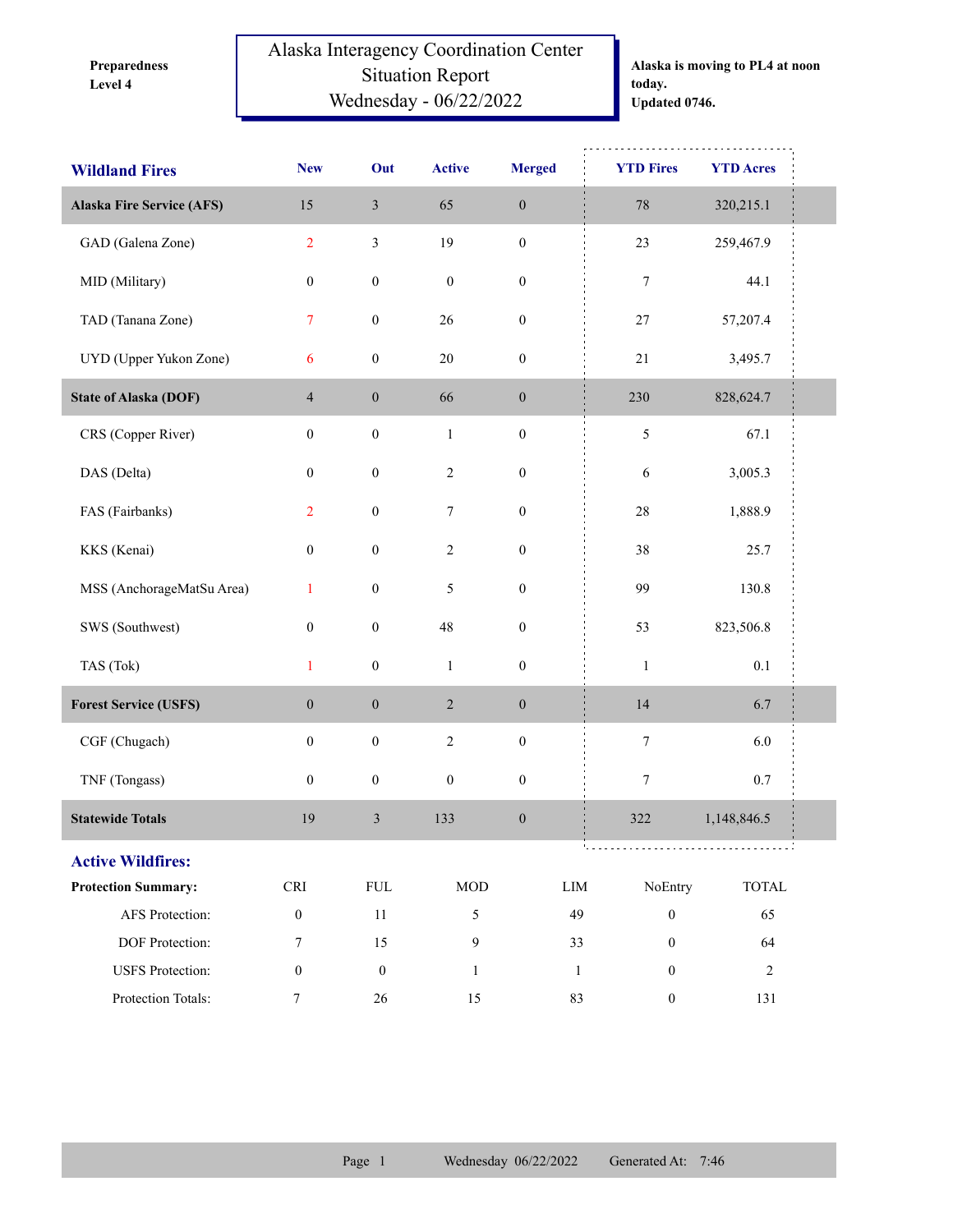Preparedness Level 4

# Alaska Interagency Coordination Center Situation Report
## Wednesday - 06/22/2022

**Alaska is moving to PL4 at noon today. Updated 0746.**

| Wildland Fires | New | Out | Active | Merged | YTD Fires | YTD Acres |
|---|---|---|---|---|---|---|
| **Alaska Fire Service (AFS)** | 15 | 3 | 65 | 0 | 78 | 320,215.1 |
| GAD (Galena Zone) | 2 | 3 | 19 | 0 | 23 | 259,467.9 |
| MID (Military) | 0 | 0 | 0 | 0 | 7 | 44.1 |
| TAD (Tanana Zone) | 7 | 0 | 26 | 0 | 27 | 57,207.4 |
| UYD (Upper Yukon Zone) | 6 | 0 | 20 | 0 | 21 | 3,495.7 |
| **State of Alaska (DOF)** | 4 | 0 | 66 | 0 | 230 | 828,624.7 |
| CRS (Copper River) | 0 | 0 | 1 | 0 | 5 | 67.1 |
| DAS (Delta) | 0 | 0 | 2 | 0 | 6 | 3,005.3 |
| FAS (Fairbanks) | 2 | 0 | 7 | 0 | 28 | 1,888.9 |
| KKS (Kenai) | 0 | 0 | 2 | 0 | 38 | 25.7 |
| MSS (AnchorageMatSu Area) | 1 | 0 | 5 | 0 | 99 | 130.8 |
| SWS (Southwest) | 0 | 0 | 48 | 0 | 53 | 823,506.8 |
| TAS (Tok) | 1 | 0 | 1 | 0 | 1 | 0.1 |
| **Forest Service (USFS)** | 0 | 0 | 2 | 0 | 14 | 6.7 |
| CGF (Chugach) | 0 | 0 | 2 | 0 | 7 | 6.0 |
| TNF (Tongass) | 0 | 0 | 0 | 0 | 7 | 0.7 |
| **Statewide Totals** | 19 | 3 | 133 | 0 | 322 | 1,148,846.5 |

## Active Wildfires:

| Protection Summary: | CRI | FUL | MOD | LIM | NoEntry | TOTAL |
|---|---|---|---|---|---|---|
| AFS Protection: | 0 | 11 | 5 | 49 | 0 | 65 |
| DOF Protection: | 7 | 15 | 9 | 33 | 0 | 64 |
| USFS Protection: | 0 | 0 | 1 | 1 | 0 | 2 |
| Protection Totals: | 7 | 26 | 15 | 83 | 0 | 131 |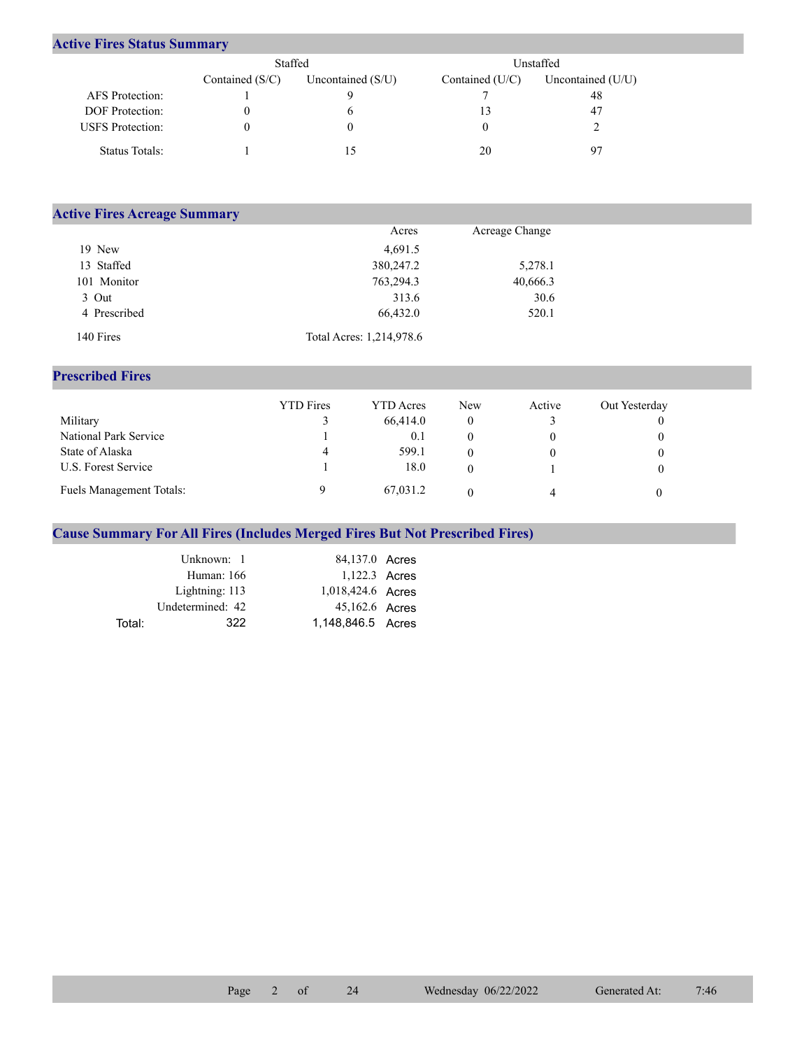## Active Fires Status Summary

| | Staffed | | Unstaffed | |
|---|---|---|---|---|
| | Contained (S/C) | Uncontained (S/U) | Contained (U/C) | Uncontained (U/U) |
| AFS Protection: | 1 | 9 | 7 | 48 |
| DOF Protection: | 0 | 6 | 13 | 47 |
| USFS Protection: | 0 | 0 | 0 | 2 |
| Status Totals: | 1 | 15 | 20 | 97 |

## Active Fires Acreage Summary

| | Acres | Acreage Change |
|---|---|---|
| 19 New | 4,691.5 | |
| 13 Staffed | 380,247.2 | 5,278.1 |
| 101 Monitor | 763,294.3 | 40,666.3 |
| 3 Out | 313.6 | 30.6 |
| 4 Prescribed | 66,432.0 | 520.1 |
| 140 Fires | Total Acres: 1,214,978.6 | |

## Prescribed Fires

| | YTD Fires | YTD Acres | New | Active | Out Yesterday |
|---|---|---|---|---|---|
| Military | 3 | 66,414.0 | 0 | 3 | 0 |
| National Park Service | 1 | 0.1 | 0 | 0 | 0 |
| State of Alaska | 4 | 599.1 | 0 | 0 | 0 |
| U.S. Forest Service | 1 | 18.0 | 0 | 1 | 0 |
| Fuels Management Totals: | 9 | 67,031.2 | 0 | 4 | 0 |

## Cause Summary For All Fires (Includes Merged Fires But Not Prescribed Fires)

| | | |
|---|---|---|
| Unknown: 1 | 84,137.0 | Acres |
| Human: 166 | 1,122.3 | Acres |
| Lightning: 113 | 1,018,424.6 | Acres |
| Undetermined: 42 | 45,162.6 | Acres |
| Total: 322 | 1,148,846.5 | Acres |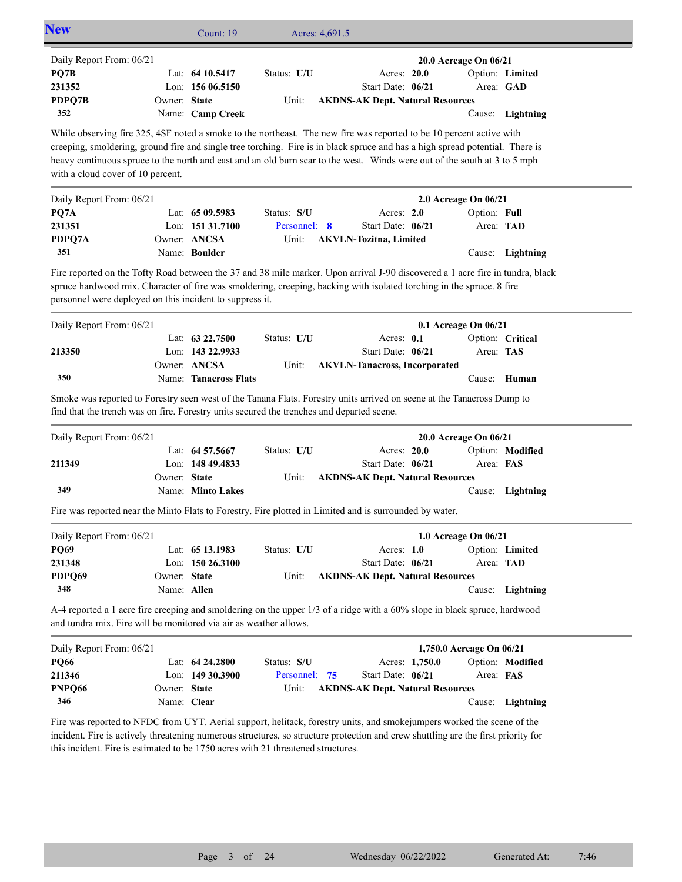## New

Count: 19 Acres: 4,691.5

---

Daily Report From: 06/21 | **20.0 Acreage On 06/21**

| | | | | |
|---|---|---|---|---|
| **PQ7B** | Lat: **64 10.5417** | Status: **U/U** | Acres: **20.0** | Option: **Limited** |
| **231352** | Lon: **156 06.5150** | | Start Date: **06/21** | Area: **GAD** |
| **PDPQ7B** | Owner: **State** | Unit: **AKDNS-AK Dept. Natural Resources** | | |
| **352** | Name: **Camp Creek** | | | Cause: **Lightning** |

While observing fire 325, 4SF noted a smoke to the northeast. The new fire was reported to be 10 percent active with creeping, smoldering, ground fire and single tree torching. Fire is in black spruce and has a high spread potential. There is heavy continuous spruce to the north and east and an old burn scar to the west. Winds were out of the south at 3 to 5 mph with a cloud cover of 10 percent.

---

Daily Report From: 06/21 | **2.0 Acreage On 06/21**

| | | | | |
|---|---|---|---|---|
| **PQ7A** | Lat: **65 09.5983** | Status: **S/U** | Acres: **2.0** | Option: **Full** |
| **231351** | Lon: **151 31.7100** | Personnel: **8** | Start Date: **06/21** | Area: **TAD** |
| **PDPQ7A** | Owner: **ANCSA** | Unit: **AKVLN-Tozitna, Limited** | | |
| **351** | Name: **Boulder** | | | Cause: **Lightning** |

Fire reported on the Tofty Road between the 37 and 38 mile marker. Upon arrival J-90 discovered a 1 acre fire in tundra, black spruce hardwood mix. Character of fire was smoldering, creeping, backing with isolated torching in the spruce. 8 fire personnel were deployed on this incident to suppress it.

---

Daily Report From: 06/21 | **0.1 Acreage On 06/21**

| | | | | |
|---|---|---|---|---|
| | Lat: **63 22.7500** | Status: **U/U** | Acres: **0.1** | Option: **Critical** |
| **213350** | Lon: **143 22.9933** | | Start Date: **06/21** | Area: **TAS** |
| | Owner: **ANCSA** | Unit: **AKVLN-Tanacross, Incorporated** | | |
| **350** | Name: **Tanacross Flats** | | | Cause: **Human** |

Smoke was reported to Forestry seen west of the Tanana Flats. Forestry units arrived on scene at the Tanacross Dump to find that the trench was on fire. Forestry units secured the trenches and departed scene.

---

Daily Report From: 06/21 | **20.0 Acreage On 06/21**

| | | | | |
|---|---|---|---|---|
| | Lat: **64 57.5667** | Status: **U/U** | Acres: **20.0** | Option: **Modified** |
| **211349** | Lon: **148 49.4833** | | Start Date: **06/21** | Area: **FAS** |
| | Owner: **State** | Unit: **AKDNS-AK Dept. Natural Resources** | | |
| **349** | Name: **Minto Lakes** | | | Cause: **Lightning** |

Fire was reported near the Minto Flats to Forestry. Fire plotted in Limited and is surrounded by water.

---

Daily Report From: 06/21 | **1.0 Acreage On 06/21**

| | | | | |
|---|---|---|---|---|
| **PQ69** | Lat: **65 13.1983** | Status: **U/U** | Acres: **1.0** | Option: **Limited** |
| **231348** | Lon: **150 26.3100** | | Start Date: **06/21** | Area: **TAD** |
| **PDPQ69** | Owner: **State** | Unit: **AKDNS-AK Dept. Natural Resources** | | |
| **348** | Name: **Allen** | | | Cause: **Lightning** |

A-4 reported a 1 acre fire creeping and smoldering on the upper 1/3 of a ridge with a 60% slope in black spruce, hardwood and tundra mix. Fire will be monitored via air as weather allows.

---

Daily Report From: 06/21 | **1,750.0 Acreage On 06/21**

| | | | | |
|---|---|---|---|---|
| **PQ66** | Lat: **64 24.2800** | Status: **S/U** | Acres: **1,750.0** | Option: **Modified** |
| **211346** | Lon: **149 30.3900** | Personnel: **75** | Start Date: **06/21** | Area: **FAS** |
| **PNPQ66** | Owner: **State** | Unit: **AKDNS-AK Dept. Natural Resources** | | |
| **346** | Name: **Clear** | | | Cause: **Lightning** |

Fire was reported to NFDC from UYT. Aerial support, helitack, forestry units, and smokejumpers worked the scene of the incident. Fire is actively threatening numerous structures, so structure protection and crew shuttling are the first priority for this incident. Fire is estimated to be 1750 acres with 21 threatened structures.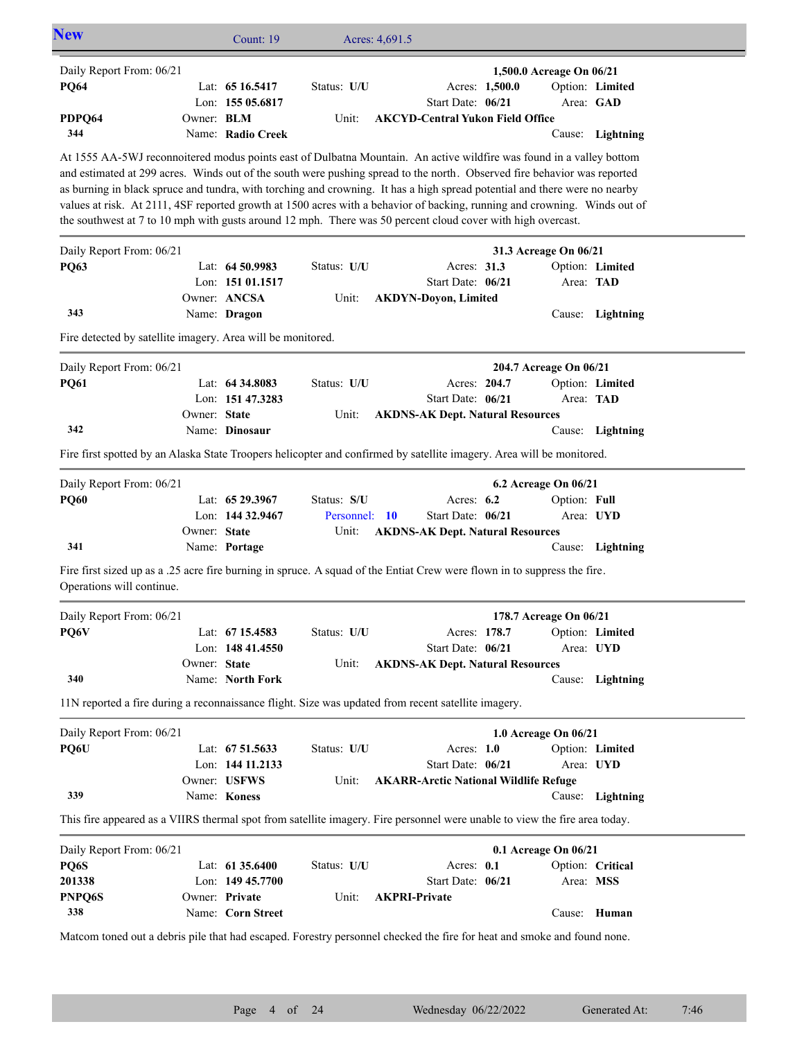## New

Count: 19 | Acres: 4,691.5

---

Daily Report From: 06/21 — **1,500.0 Acreage On 06/21**

| | | | | | |
|---|---|---|---|---|---|
| **PQ64** | Lat: **65 16.5417** | Status: **U/U** | Acres: **1,500.0** | Option: **Limited** | |
| | Lon: **155 05.6817** | | Start Date: **06/21** | Area: **GAD** | |
| **PDPQ64** | Owner: **BLM** | Unit: | **AKCYD-Central Yukon Field Office** | | |
| **344** | Name: **Radio Creek** | | | Cause: **Lightning** | |

At 1555 AA-5WJ reconnoitered modus points east of Dulbatna Mountain. An active wildfire was found in a valley bottom and estimated at 299 acres. Winds out of the south were pushing spread to the north. Observed fire behavior was reported as burning in black spruce and tundra, with torching and crowning. It has a high spread potential and there were no nearby values at risk. At 2111, 4SF reported growth at 1500 acres with a behavior of backing, running and crowning. Winds out of the southwest at 7 to 10 mph with gusts around 12 mph. There was 50 percent cloud cover with high overcast.

---

Daily Report From: 06/21 — **31.3 Acreage On 06/21**

| | | | | | |
|---|---|---|---|---|---|
| **PQ63** | Lat: **64 50.9983** | Status: **U/U** | Acres: **31.3** | Option: **Limited** | |
| | Lon: **151 01.1517** | | Start Date: **06/21** | Area: **TAD** | |
| | Owner: **ANCSA** | Unit: | **AKDYN-Doyon, Limited** | | |
| **343** | Name: **Dragon** | | | Cause: **Lightning** | |

Fire detected by satellite imagery. Area will be monitored.

---

Daily Report From: 06/21 — **204.7 Acreage On 06/21**

| | | | | | |
|---|---|---|---|---|---|
| **PQ61** | Lat: **64 34.8083** | Status: **U/U** | Acres: **204.7** | Option: **Limited** | |
| | Lon: **151 47.3283** | | Start Date: **06/21** | Area: **TAD** | |
| | Owner: **State** | Unit: | **AKDNS-AK Dept. Natural Resources** | | |
| **342** | Name: **Dinosaur** | | | Cause: **Lightning** | |

Fire first spotted by an Alaska State Troopers helicopter and confirmed by satellite imagery. Area will be monitored.

---

Daily Report From: 06/21 — **6.2 Acreage On 06/21**

| | | | | | |
|---|---|---|---|---|---|
| **PQ60** | Lat: **65 29.3967** | Status: **S/U** | Acres: **6.2** | Option: **Full** | |
| | Lon: **144 32.9467** | Personnel: **10** | Start Date: **06/21** | Area: **UYD** | |
| | Owner: **State** | Unit: | **AKDNS-AK Dept. Natural Resources** | | |
| **341** | Name: **Portage** | | | Cause: **Lightning** | |

Fire first sized up as a .25 acre fire burning in spruce. A squad of the Entiat Crew were flown in to suppress the fire. Operations will continue.

---

Daily Report From: 06/21 — **178.7 Acreage On 06/21**

| | | | | | |
|---|---|---|---|---|---|
| **PQ6V** | Lat: **67 15.4583** | Status: **U/U** | Acres: **178.7** | Option: **Limited** | |
| | Lon: **148 41.4550** | | Start Date: **06/21** | Area: **UYD** | |
| | Owner: **State** | Unit: | **AKDNS-AK Dept. Natural Resources** | | |
| **340** | Name: **North Fork** | | | Cause: **Lightning** | |

11N reported a fire during a reconnaissance flight. Size was updated from recent satellite imagery.

---

Daily Report From: 06/21 — **1.0 Acreage On 06/21**

| | | | | | |
|---|---|---|---|---|---|
| **PQ6U** | Lat: **67 51.5633** | Status: **U/U** | Acres: **1.0** | Option: **Limited** | |
| | Lon: **144 11.2133** | | Start Date: **06/21** | Area: **UYD** | |
| | Owner: **USFWS** | Unit: | **AKARR-Arctic National Wildlife Refuge** | | |
| **339** | Name: **Koness** | | | Cause: **Lightning** | |

This fire appeared as a VIIRS thermal spot from satellite imagery. Fire personnel were unable to view the fire area today.

---

Daily Report From: 06/21 — **0.1 Acreage On 06/21**

| | | | | | |
|---|---|---|---|---|---|
| **PQ6S** | Lat: **61 35.6400** | Status: **U/U** | Acres: **0.1** | Option: **Critical** | |
| **201338** | Lon: **149 45.7700** | | Start Date: **06/21** | Area: **MSS** | |
| **PNPQ6S** | Owner: **Private** | Unit: | **AKPRI-Private** | | |
| **338** | Name: **Corn Street** | | | Cause: **Human** | |

Matcom toned out a debris pile that had escaped. Forestry personnel checked the fire for heat and smoke and found none.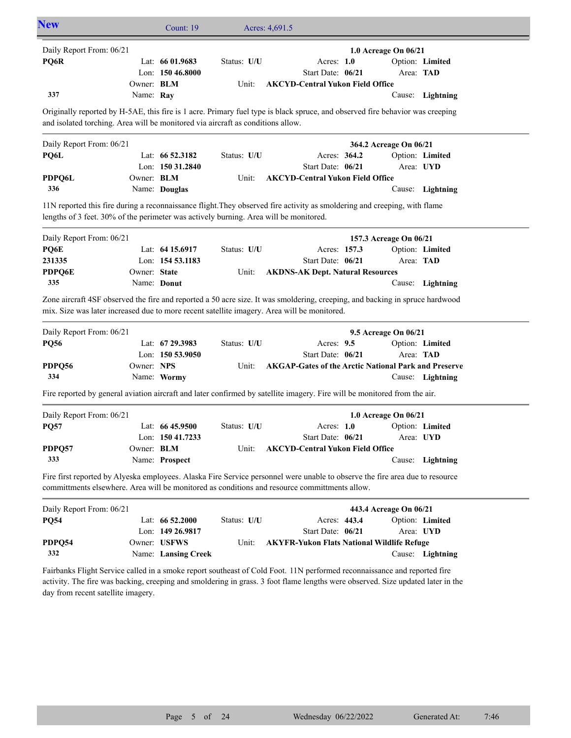## New

Count: 19 Acres: 4,691.5

---

Daily Report From: 06/21 | **1.0 Acreage On 06/21**

| | | | |
|---|---|---|---|
| **PQ6R** | Lat: **66 01.9683** | Status: **U/U** | Acres: **1.0** | 
| | Lon: **150 46.8000** | Start Date: **06/21** | Option: **Limited** |
| | Owner: **BLM** | Unit: **AKCYD-Central Yukon Field Office** | Area: **TAD** |
| **337** | Name: **Ray** | | Cause: **Lightning** |

Originally reported by H-5AE, this fire is 1 acre. Primary fuel type is black spruce, and observed fire behavior was creeping and isolated torching. Area will be monitored via aircraft as conditions allow.

---

Daily Report From: 06/21 | **364.2 Acreage On 06/21**

| | | | |
|---|---|---|---|
| **PQ6L** | Lat: **66 52.3182** | Status: **U/U** | Acres: **364.2** |
| | Lon: **150 31.2840** | Start Date: **06/21** | Option: **Limited** |
| **PDPQ6L** | Owner: **BLM** | Unit: **AKCYD-Central Yukon Field Office** | Area: **UYD** |
| **336** | Name: **Douglas** | | Cause: **Lightning** |

11N reported this fire during a reconnaissance flight.They observed fire activity as smoldering and creeping, with flame lengths of 3 feet. 30% of the perimeter was actively burning. Area will be monitored.

---

Daily Report From: 06/21 | **157.3 Acreage On 06/21**

| | | | |
|---|---|---|---|
| **PQ6E** | Lat: **64 15.6917** | Status: **U/U** | Acres: **157.3** |
| **231335** | Lon: **154 53.1183** | Start Date: **06/21** | Option: **Limited** |
| **PDPQ6E** | Owner: **State** | Unit: **AKDNS-AK Dept. Natural Resources** | Area: **TAD** |
| **335** | Name: **Donut** | | Cause: **Lightning** |

Zone aircraft 4SF observed the fire and reported a 50 acre size. It was smoldering, creeping, and backing in spruce hardwood mix. Size was later increased due to more recent satellite imagery. Area will be monitored.

---

Daily Report From: 06/21 | **9.5 Acreage On 06/21**

| | | | |
|---|---|---|---|
| **PQ56** | Lat: **67 29.3983** | Status: **U/U** | Acres: **9.5** |
| | Lon: **150 53.9050** | Start Date: **06/21** | Option: **Limited** |
| **PDPQ56** | Owner: **NPS** | Unit: **AKGAP-Gates of the Arctic National Park and Preserve** | Area: **TAD** |
| **334** | Name: **Wormy** | | Cause: **Lightning** |

Fire reported by general aviation aircraft and later confirmed by satellite imagery. Fire will be monitored from the air.

---

Daily Report From: 06/21 | **1.0 Acreage On 06/21**

| | | | |
|---|---|---|---|
| **PQ57** | Lat: **66 45.9500** | Status: **U/U** | Acres: **1.0** |
| | Lon: **150 41.7233** | Start Date: **06/21** | Option: **Limited** |
| **PDPQ57** | Owner: **BLM** | Unit: **AKCYD-Central Yukon Field Office** | Area: **UYD** |
| **333** | Name: **Prospect** | | Cause: **Lightning** |

Fire first reported by Alyeska employees. Alaska Fire Service personnel were unable to observe the fire area due to resource committments elsewhere. Area will be monitored as conditions and resource committments allow.

---

Daily Report From: 06/21 | **443.4 Acreage On 06/21**

| | | | |
|---|---|---|---|
| **PQ54** | Lat: **66 52.2000** | Status: **U/U** | Acres: **443.4** |
| | Lon: **149 26.9817** | Start Date: **06/21** | Option: **Limited** |
| **PDPQ54** | Owner: **USFWS** | Unit: **AKYFR-Yukon Flats National Wildlife Refuge** | Area: **UYD** |
| **332** | Name: **Lansing Creek** | | Cause: **Lightning** |

Fairbanks Flight Service called in a smoke report southeast of Cold Foot. 11N performed reconnaissance and reported fire activity. The fire was backing, creeping and smoldering in grass. 3 foot flame lengths were observed. Size updated later in the day from recent satellite imagery.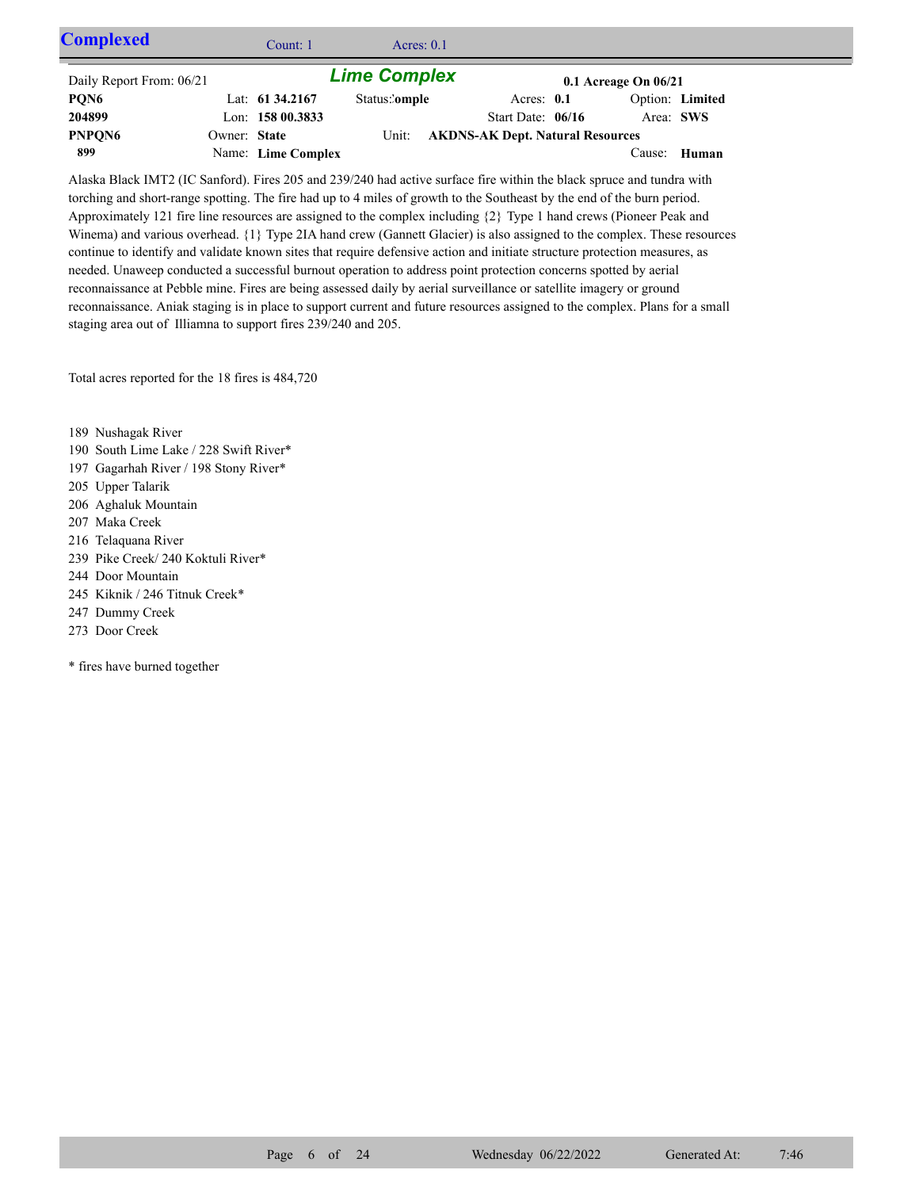## Complexed

Count: 1 Acres: 0.1

### Lime Complex

| | | | | |
|---|---|---|---|---|
| Daily Report From: 06/21 | | | 0.1 Acreage On 06/21 | |
| **PQN6** | Lat: **61 34.2167** | Status: **Comple** | Acres: **0.1** | Option: **Limited** |
| **204899** | Lon: **158 00.3833** | | Start Date: **06/16** | Area: **SWS** |
| **PNPQN6** | Owner: **State** | Unit: **AKDNS-AK Dept. Natural Resources** | | |
| **899** | Name: **Lime Complex** | | | Cause: **Human** |

Alaska Black IMT2 (IC Sanford). Fires 205 and 239/240 had active surface fire within the black spruce and tundra with torching and short-range spotting. The fire had up to 4 miles of growth to the Southeast by the end of the burn period. Approximately 121 fire line resources are assigned to the complex including {2} Type 1 hand crews (Pioneer Peak and Winema) and various overhead. {1} Type 2IA hand crew (Gannett Glacier) is also assigned to the complex. These resources continue to identify and validate known sites that require defensive action and initiate structure protection measures, as needed. Unaweep conducted a successful burnout operation to address point protection concerns spotted by aerial reconnaissance at Pebble mine. Fires are being assessed daily by aerial surveillance or satellite imagery or ground reconnaissance. Aniak staging is in place to support current and future resources assigned to the complex. Plans for a small staging area out of Illiamna to support fires 239/240 and 205.

Total acres reported for the 18 fires is 484,720

- 189 Nushagak River
- 190 South Lime Lake / 228 Swift River*
- 197 Gagarhah River / 198 Stony River*
- 205 Upper Talarik
- 206 Aghaluk Mountain
- 207 Maka Creek
- 216 Telaquana River
- 239 Pike Creek/ 240 Koktuli River*
- 244 Door Mountain
- 245 Kiknik / 246 Titnuk Creek*
- 247 Dummy Creek
- 273 Door Creek

\* fires have burned together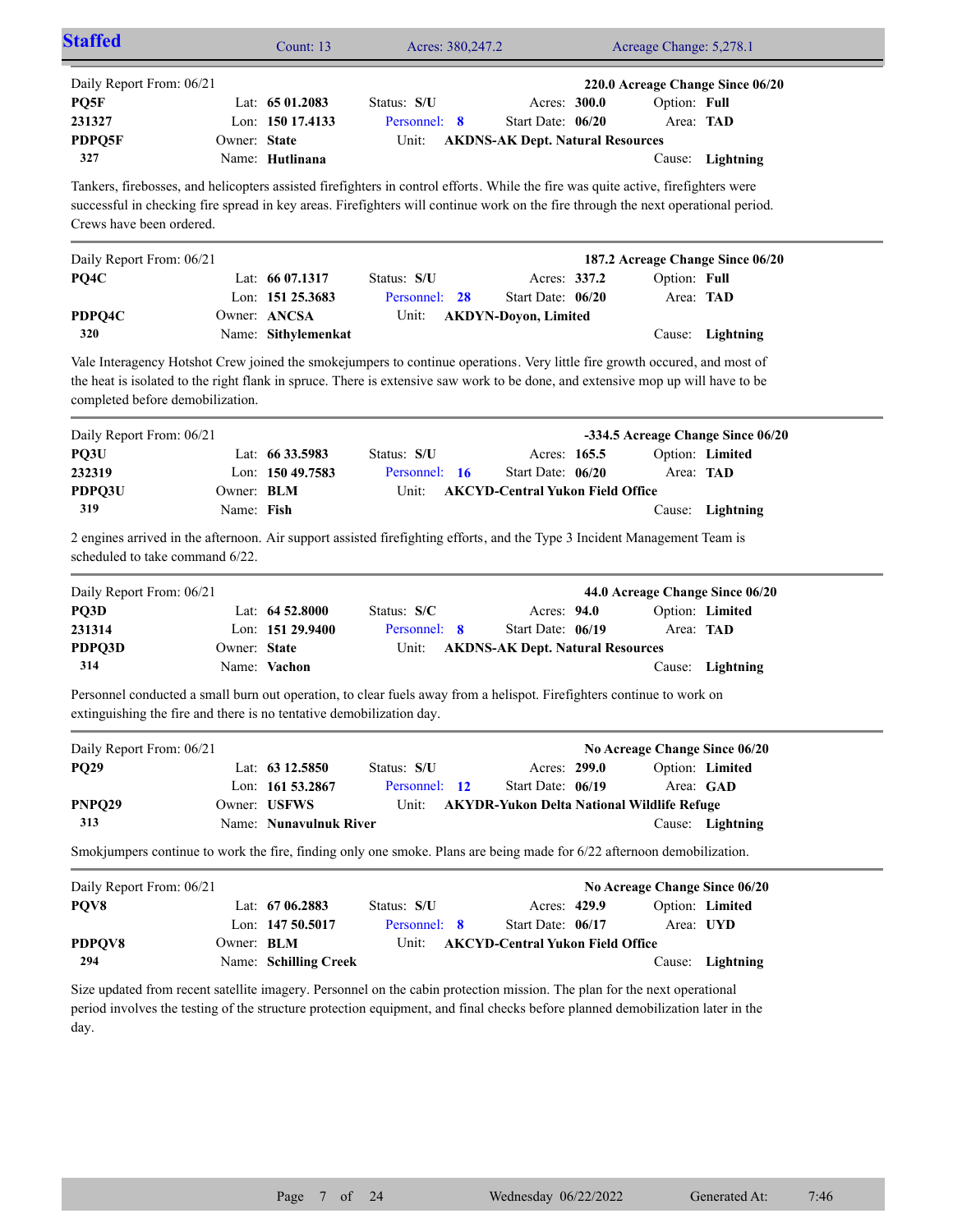## Staffed

Count: 13 | Acres: 380,247.2 | Acreage Change: 5,278.1

---

Daily Report From: 06/21 — **220.0 Acreage Change Since 06/20**

| | | | | |
|---|---|---|---|---|
| **PQ5F** | Lat: **65 01.2083** | Status: **S/U** | Acres: **300.0** | Option: **Full** |
| **231327** | Lon: **150 17.4133** | Personnel: **8** | Start Date: **06/20** | Area: **TAD** |
| **PDPQ5F** | Owner: **State** | Unit: **AKDNS-AK Dept. Natural Resources** | | |
| **327** | Name: **Hutlinana** | | | Cause: **Lightning** |

Tankers, firebosses, and helicopters assisted firefighters in control efforts. While the fire was quite active, firefighters were successful in checking fire spread in key areas. Firefighters will continue work on the fire through the next operational period. Crews have been ordered.

---

Daily Report From: 06/21 — **187.2 Acreage Change Since 06/20**

| | | | | |
|---|---|---|---|---|
| **PQ4C** | Lat: **66 07.1317** | Status: **S/U** | Acres: **337.2** | Option: **Full** |
| | Lon: **151 25.3683** | Personnel: **28** | Start Date: **06/20** | Area: **TAD** |
| **PDPQ4C** | Owner: **ANCSA** | Unit: **AKDYN-Doyon, Limited** | | |
| **320** | Name: **Sithylemenkat** | | | Cause: **Lightning** |

Vale Interagency Hotshot Crew joined the smokejumpers to continue operations. Very little fire growth occured, and most of the heat is isolated to the right flank in spruce. There is extensive saw work to be done, and extensive mop up will have to be completed before demobilization.

---

Daily Report From: 06/21 — **-334.5 Acreage Change Since 06/20**

| | | | | |
|---|---|---|---|---|
| **PQ3U** | Lat: **66 33.5983** | Status: **S/U** | Acres: **165.5** | Option: **Limited** |
| **232319** | Lon: **150 49.7583** | Personnel: **16** | Start Date: **06/20** | Area: **TAD** |
| **PDPQ3U** | Owner: **BLM** | Unit: **AKCYD-Central Yukon Field Office** | | |
| **319** | Name: **Fish** | | | Cause: **Lightning** |

2 engines arrived in the afternoon. Air support assisted firefighting efforts, and the Type 3 Incident Management Team is scheduled to take command 6/22.

---

Daily Report From: 06/21 — **44.0 Acreage Change Since 06/20**

| | | | | |
|---|---|---|---|---|
| **PQ3D** | Lat: **64 52.8000** | Status: **S/C** | Acres: **94.0** | Option: **Limited** |
| **231314** | Lon: **151 29.9400** | Personnel: **8** | Start Date: **06/19** | Area: **TAD** |
| **PDPQ3D** | Owner: **State** | Unit: **AKDNS-AK Dept. Natural Resources** | | |
| **314** | Name: **Vachon** | | | Cause: **Lightning** |

Personnel conducted a small burn out operation, to clear fuels away from a helispot. Firefighters continue to work on extinguishing the fire and there is no tentative demobilization day.

---

Daily Report From: 06/21 — **No Acreage Change Since 06/20**

| | | | | |
|---|---|---|---|---|
| **PQ29** | Lat: **63 12.5850** | Status: **S/U** | Acres: **299.0** | Option: **Limited** |
| | Lon: **161 53.2867** | Personnel: **12** | Start Date: **06/19** | Area: **GAD** |
| **PNPQ29** | Owner: **USFWS** | Unit: **AKYDR-Yukon Delta National Wildlife Refuge** | | |
| **313** | Name: **Nunavulnuk River** | | | Cause: **Lightning** |

Smokjumpers continue to work the fire, finding only one smoke. Plans are being made for 6/22 afternoon demobilization.

---

Daily Report From: 06/21 — **No Acreage Change Since 06/20**

| | | | | |
|---|---|---|---|---|
| **PQV8** | Lat: **67 06.2883** | Status: **S/U** | Acres: **429.9** | Option: **Limited** |
| | Lon: **147 50.5017** | Personnel: **8** | Start Date: **06/17** | Area: **UYD** |
| **PDPQV8** | Owner: **BLM** | Unit: **AKCYD-Central Yukon Field Office** | | |
| **294** | Name: **Schilling Creek** | | | Cause: **Lightning** |

Size updated from recent satellite imagery. Personnel on the cabin protection mission. The plan for the next operational period involves the testing of the structure protection equipment, and final checks before planned demobilization later in the day.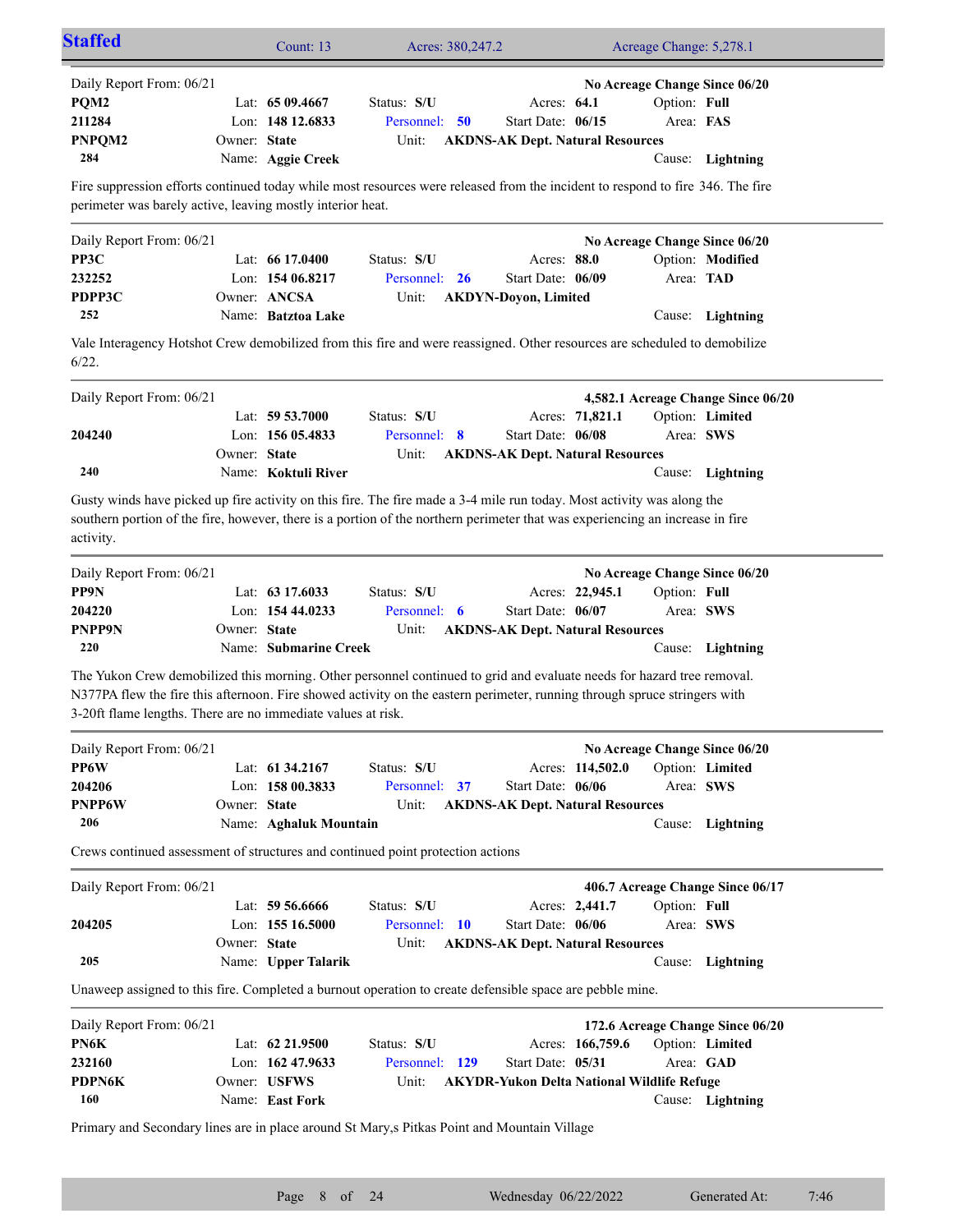## Staffed

Count: 13 | Acres: 380,247.2 | Acreage Change: 5,278.1

---

Daily Report From: 06/21 | **No Acreage Change Since 06/20**

| | | | |
|---|---|---|---|
| **PQM2** | Lat: **65 09.4667** | Status: **S/U** | Acres: **64.1** | Option: **Full** |
| **211284** | Lon: **148 12.6833** | Personnel: **50** | Start Date: **06/15** | Area: **FAS** |
| **PNPQM2** | Owner: **State** | Unit: **AKDNS-AK Dept. Natural Resources** | | |
| **284** | Name: **Aggie Creek** | | | Cause: **Lightning** |

Fire suppression efforts continued today while most resources were released from the incident to respond to fire 346. The fire perimeter was barely active, leaving mostly interior heat.

---

Daily Report From: 06/21 | **No Acreage Change Since 06/20**

| | | | | |
|---|---|---|---|---|
| **PP3C** | Lat: **66 17.0400** | Status: **S/U** | Acres: **88.0** | Option: **Modified** |
| **232252** | Lon: **154 06.8217** | Personnel: **26** | Start Date: **06/09** | Area: **TAD** |
| **PDPP3C** | Owner: **ANCSA** | Unit: **AKDYN-Doyon, Limited** | | |
| **252** | Name: **Batztoa Lake** | | | Cause: **Lightning** |

Vale Interagency Hotshot Crew demobilized from this fire and were reassigned. Other resources are scheduled to demobilize 6/22.

---

Daily Report From: 06/21 | **4,582.1 Acreage Change Since 06/20**

| | | | | |
|---|---|---|---|---|
| | Lat: **59 53.7000** | Status: **S/U** | Acres: **71,821.1** | Option: **Limited** |
| **204240** | Lon: **156 05.4833** | Personnel: **8** | Start Date: **06/08** | Area: **SWS** |
| | Owner: **State** | Unit: **AKDNS-AK Dept. Natural Resources** | | |
| **240** | Name: **Koktuli River** | | | Cause: **Lightning** |

Gusty winds have picked up fire activity on this fire. The fire made a 3-4 mile run today. Most activity was along the southern portion of the fire, however, there is a portion of the northern perimeter that was experiencing an increase in fire activity.

---

Daily Report From: 06/21 | **No Acreage Change Since 06/20**

| | | | | |
|---|---|---|---|---|
| **PP9N** | Lat: **63 17.6033** | Status: **S/U** | Acres: **22,945.1** | Option: **Full** |
| **204220** | Lon: **154 44.0233** | Personnel: **6** | Start Date: **06/07** | Area: **SWS** |
| **PNPP9N** | Owner: **State** | Unit: **AKDNS-AK Dept. Natural Resources** | | |
| **220** | Name: **Submarine Creek** | | | Cause: **Lightning** |

The Yukon Crew demobilized this morning. Other personnel continued to grid and evaluate needs for hazard tree removal. N377PA flew the fire this afternoon. Fire showed activity on the eastern perimeter, running through spruce stringers with 3-20ft flame lengths. There are no immediate values at risk.

---

Daily Report From: 06/21 | **No Acreage Change Since 06/20**

| | | | | |
|---|---|---|---|---|
| **PP6W** | Lat: **61 34.2167** | Status: **S/U** | Acres: **114,502.0** | Option: **Limited** |
| **204206** | Lon: **158 00.3833** | Personnel: **37** | Start Date: **06/06** | Area: **SWS** |
| **PNPP6W** | Owner: **State** | Unit: **AKDNS-AK Dept. Natural Resources** | | |
| **206** | Name: **Aghaluk Mountain** | | | Cause: **Lightning** |

Crews continued assessment of structures and continued point protection actions

---

Daily Report From: 06/21 | **406.7 Acreage Change Since 06/17**

| | | | | |
|---|---|---|---|---|
| | Lat: **59 56.6666** | Status: **S/U** | Acres: **2,441.7** | Option: **Full** |
| **204205** | Lon: **155 16.5000** | Personnel: **10** | Start Date: **06/06** | Area: **SWS** |
| | Owner: **State** | Unit: **AKDNS-AK Dept. Natural Resources** | | |
| **205** | Name: **Upper Talarik** | | | Cause: **Lightning** |

Unaweep assigned to this fire. Completed a burnout operation to create defensible space are pebble mine.

---

Daily Report From: 06/21 | **172.6 Acreage Change Since 06/20**

| | | | | |
|---|---|---|---|---|
| **PN6K** | Lat: **62 21.9500** | Status: **S/U** | Acres: **166,759.6** | Option: **Limited** |
| **232160** | Lon: **162 47.9633** | Personnel: **129** | Start Date: **05/31** | Area: **GAD** |
| **PDPN6K** | Owner: **USFWS** | Unit: **AKYDR-Yukon Delta National Wildlife Refuge** | | |
| **160** | Name: **East Fork** | | | Cause: **Lightning** |

Primary and Secondary lines are in place around St Mary,s Pitkas Point and Mountain Village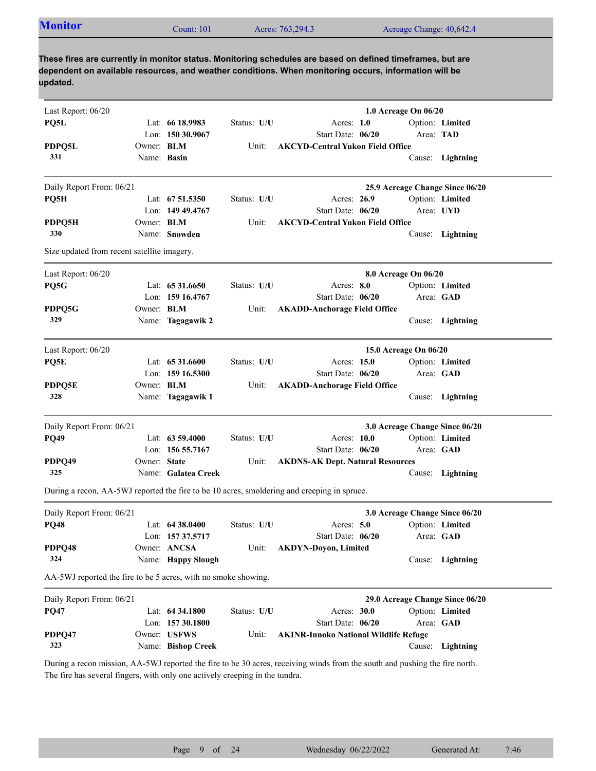## Monitor

Count: 101 | Acres: 763,294.3 | Acreage Change: 40,642.4

**These fires are currently in monitor status. Monitoring schedules are based on defined timeframes, but are dependent on available resources, and weather conditions. When monitoring occurs, information will be updated.**

---

Last Report: 06/20 — **1.0 Acreage On 06/20**

| | | | |
|---|---|---|---|
| **PQ5L** | Lat: **66 18.9983** | Status: **U/U** | Acres: **1.0** | 
| | Lon: **150 30.9067** | | Start Date: **06/20** |
| **PDPQ5L** | Owner: **BLM** | Unit: | **AKCYD-Central Yukon Field Office** |
| **331** | Name: **Basin** | | |

Option: **Limited** — Area: **TAD** — Cause: **Lightning**

---

Daily Report From: 06/21 — **25.9 Acreage Change Since 06/20**

| | | | |
|---|---|---|---|
| **PQ5H** | Lat: **67 51.5350** | Status: **U/U** | Acres: **26.9** |
| | Lon: **149 49.4767** | | Start Date: **06/20** |
| **PDPQ5H** | Owner: **BLM** | Unit: | **AKCYD-Central Yukon Field Office** |
| **330** | Name: **Snowden** | | |

Option: **Limited** — Area: **UYD** — Cause: **Lightning**

Size updated from recent satellite imagery.

---

Last Report: 06/20 — **8.0 Acreage On 06/20**

| | | | |
|---|---|---|---|
| **PQ5G** | Lat: **65 31.6650** | Status: **U/U** | Acres: **8.0** |
| | Lon: **159 16.4767** | | Start Date: **06/20** |
| **PDPQ5G** | Owner: **BLM** | Unit: | **AKADD-Anchorage Field Office** |
| **329** | Name: **Tagagawik 2** | | |

Option: **Limited** — Area: **GAD** — Cause: **Lightning**

---

Last Report: 06/20 — **15.0 Acreage On 06/20**

| | | | |
|---|---|---|---|
| **PQ5E** | Lat: **65 31.6600** | Status: **U/U** | Acres: **15.0** |
| | Lon: **159 16.5300** | | Start Date: **06/20** |
| **PDPQ5E** | Owner: **BLM** | Unit: | **AKADD-Anchorage Field Office** |
| **328** | Name: **Tagagawik 1** | | |

Option: **Limited** — Area: **GAD** — Cause: **Lightning**

---

Daily Report From: 06/21 — **3.0 Acreage Change Since 06/20**

| | | | |
|---|---|---|---|
| **PQ49** | Lat: **63 59.4000** | Status: **U/U** | Acres: **10.0** |
| | Lon: **156 55.7167** | | Start Date: **06/20** |
| **PDPQ49** | Owner: **State** | Unit: | **AKDNS-AK Dept. Natural Resources** |
| **325** | Name: **Galatea Creek** | | |

Option: **Limited** — Area: **GAD** — Cause: **Lightning**

During a recon, AA-5WJ reported the fire to be 10 acres, smoldering and creeping in spruce.

---

Daily Report From: 06/21 — **3.0 Acreage Change Since 06/20**

| | | | |
|---|---|---|---|
| **PQ48** | Lat: **64 38.0400** | Status: **U/U** | Acres: **5.0** |
| | Lon: **157 37.5717** | | Start Date: **06/20** |
| **PDPQ48** | Owner: **ANCSA** | Unit: | **AKDYN-Doyon, Limited** |
| **324** | Name: **Happy Slough** | | |

Option: **Limited** — Area: **GAD** — Cause: **Lightning**

AA-5WJ reported the fire to be 5 acres, with no smoke showing.

---

Daily Report From: 06/21 — **29.0 Acreage Change Since 06/20**

| | | | |
|---|---|---|---|
| **PQ47** | Lat: **64 34.1800** | Status: **U/U** | Acres: **30.0** |
| | Lon: **157 30.1800** | | Start Date: **06/20** |
| **PDPQ47** | Owner: **USFWS** | Unit: | **AKINR-Innoko National Wildlife Refuge** |
| **323** | Name: **Bishop Creek** | | |

Option: **Limited** — Area: **GAD** — Cause: **Lightning**

During a recon mission, AA-5WJ reported the fire to be 30 acres, receiving winds from the south and pushing the fire north. The fire has several fingers, with only one actively creeping in the tundra.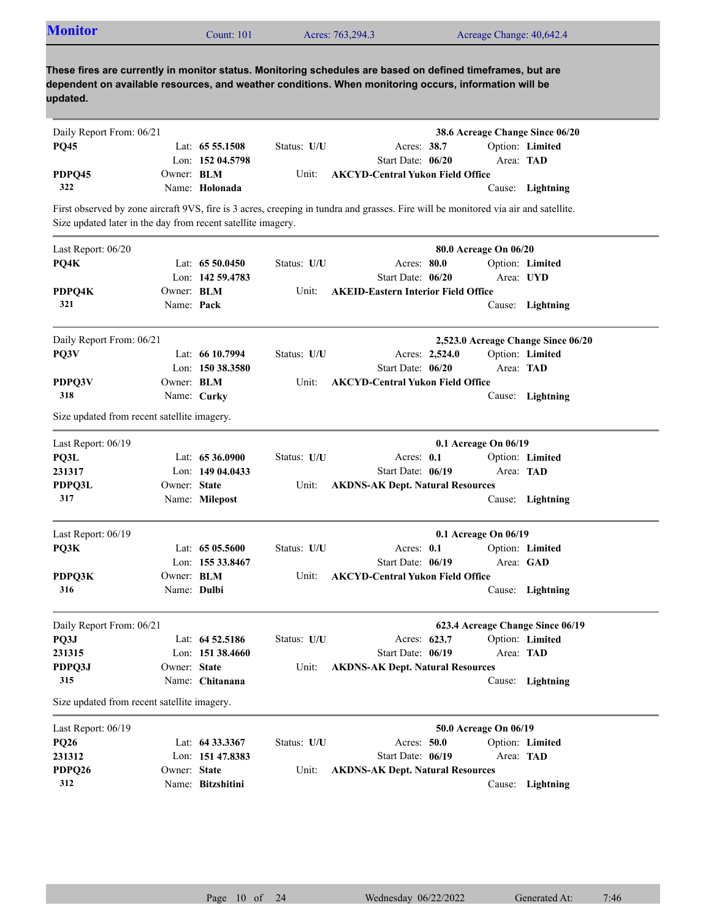## Monitor

Count: 101 | Acres: 763,294.3 | Acreage Change: 40,642.4

**These fires are currently in monitor status. Monitoring schedules are based on defined timeframes, but are dependent on available resources, and weather conditions. When monitoring occurs, information will be updated.**

---

Daily Report From: 06/21 — **38.6 Acreage Change Since 06/20**

| | | | |
|---|---|---|---|
| **PQ45** | Lat: **65 55.1508** | Status: **U/U** | Acres: **38.7** | 
| | Lon: **152 04.5798** | Start Date: **06/20** | Option: **Limited** |
| **PDPQ45** | Owner: **BLM** | Unit: **AKCYD-Central Yukon Field Office** | Area: **TAD** |
| 322 | Name: **Holonada** | | Cause: **Lightning** |

First observed by zone aircraft 9VS, fire is 3 acres, creeping in tundra and grasses. Fire will be monitored via air and satellite. Size updated later in the day from recent satellite imagery.

---

Last Report: 06/20 — **80.0 Acreage On 06/20**

| | | | |
|---|---|---|---|
| **PQ4K** | Lat: **65 50.0450** | Status: **U/U** | Acres: **80.0** |
| | Lon: **142 59.4783** | Start Date: **06/20** | Option: **Limited** |
| **PDPQ4K** | Owner: **BLM** | Unit: **AKEID-Eastern Interior Field Office** | Area: **UYD** |
| 321 | Name: **Pack** | | Cause: **Lightning** |

---

Daily Report From: 06/21 — **2,523.0 Acreage Change Since 06/20**

| | | | |
|---|---|---|---|
| **PQ3V** | Lat: **66 10.7994** | Status: **U/U** | Acres: **2,524.0** |
| | Lon: **150 38.3580** | Start Date: **06/20** | Option: **Limited** |
| **PDPQ3V** | Owner: **BLM** | Unit: **AKCYD-Central Yukon Field Office** | Area: **TAD** |
| 318 | Name: **Curky** | | Cause: **Lightning** |

Size updated from recent satellite imagery.

---

Last Report: 06/19 — **0.1 Acreage On 06/19**

| | | | |
|---|---|---|---|
| **PQ3L** | Lat: **65 36.0900** | Status: **U/U** | Acres: **0.1** |
| **231317** | Lon: **149 04.0433** | Start Date: **06/19** | Option: **Limited** |
| **PDPQ3L** | Owner: **State** | Unit: **AKDNS-AK Dept. Natural Resources** | Area: **TAD** |
| 317 | Name: **Milepost** | | Cause: **Lightning** |

---

Last Report: 06/19 — **0.1 Acreage On 06/19**

| | | | |
|---|---|---|---|
| **PQ3K** | Lat: **65 05.5600** | Status: **U/U** | Acres: **0.1** |
| | Lon: **155 33.8467** | Start Date: **06/19** | Option: **Limited** |
| **PDPQ3K** | Owner: **BLM** | Unit: **AKCYD-Central Yukon Field Office** | Area: **GAD** |
| 316 | Name: **Dulbi** | | Cause: **Lightning** |

---

Daily Report From: 06/21 — **623.4 Acreage Change Since 06/19**

| | | | |
|---|---|---|---|
| **PQ3J** | Lat: **64 52.5186** | Status: **U/U** | Acres: **623.7** |
| **231315** | Lon: **151 38.4660** | Start Date: **06/19** | Option: **Limited** |
| **PDPQ3J** | Owner: **State** | Unit: **AKDNS-AK Dept. Natural Resources** | Area: **TAD** |
| 315 | Name: **Chitanana** | | Cause: **Lightning** |

Size updated from recent satellite imagery.

---

Last Report: 06/19 — **50.0 Acreage On 06/19**

| | | | |
|---|---|---|---|
| **PQ26** | Lat: **64 33.3367** | Status: **U/U** | Acres: **50.0** |
| **231312** | Lon: **151 47.8383** | Start Date: **06/19** | Option: **Limited** |
| **PDPQ26** | Owner: **State** | Unit: **AKDNS-AK Dept. Natural Resources** | Area: **TAD** |
| 312 | Name: **Bitzshitini** | | Cause: **Lightning** |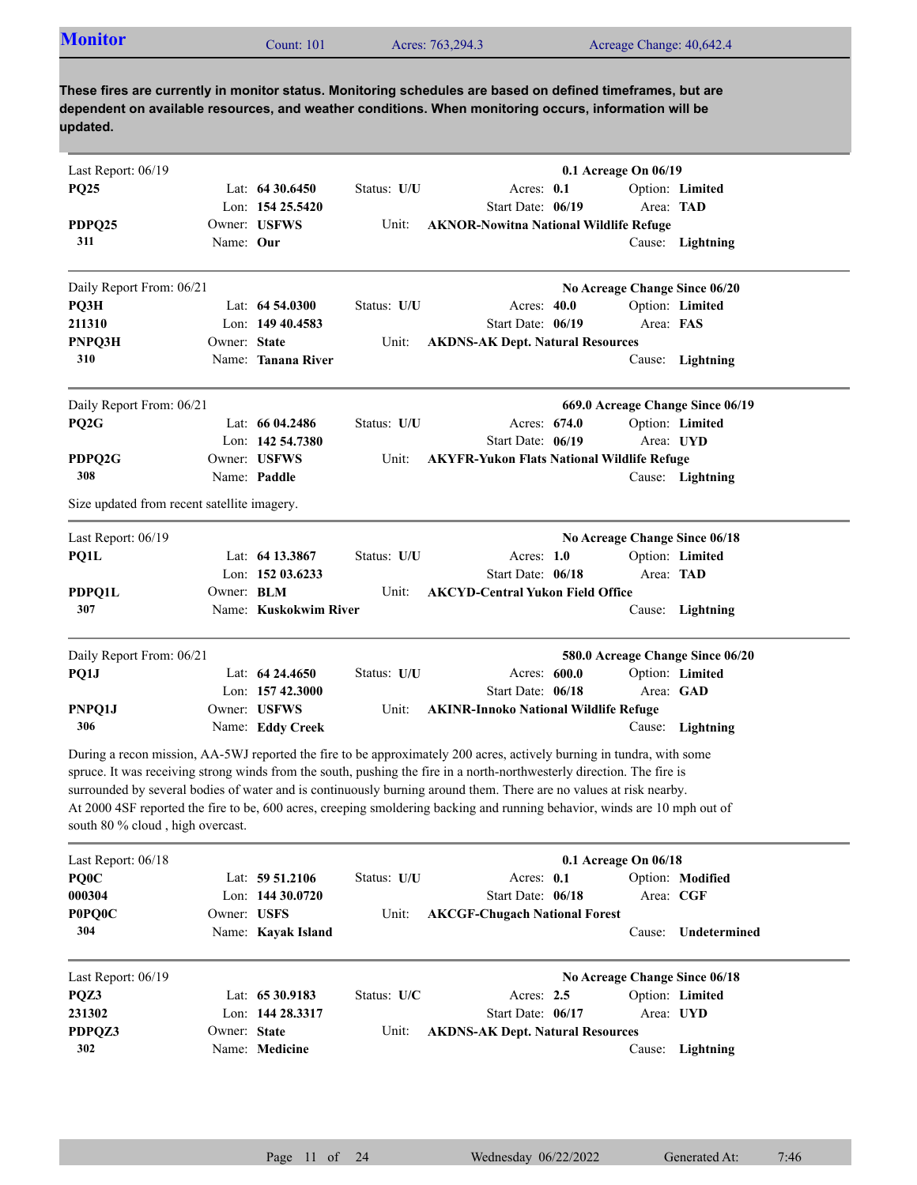## Monitor

Count: 101 | Acres: 763,294.3 | Acreage Change: 40,642.4

**These fires are currently in monitor status. Monitoring schedules are based on defined timeframes, but are dependent on available resources, and weather conditions. When monitoring occurs, information will be updated.**

---

Last Report: 06/19 — **0.1 Acreage On 06/19**

| | | | |
|---|---|---|---|
| **PQ25** | Lat: **64 30.6450** | Status: **U/U** | Acres: **0.1** | 
| | Lon: **154 25.5420** | Start Date: **06/19** | Option: **Limited** |
| **PDPQ25** | Owner: **USFWS** | Unit: **AKNOR-Nowitna National Wildlife Refuge** | Area: **TAD** |
| **311** | Name: **Our** | | Cause: **Lightning** |

---

Daily Report From: 06/21 — **No Acreage Change Since 06/20**

| | | | |
|---|---|---|---|
| **PQ3H** | Lat: **64 54.0300** | Status: **U/U** | Acres: **40.0** |
| **211310** | Lon: **149 40.4583** | Start Date: **06/19** | Option: **Limited** |
| **PNPQ3H** | Owner: **State** | Unit: **AKDNS-AK Dept. Natural Resources** | Area: **FAS** |
| **310** | Name: **Tanana River** | | Cause: **Lightning** |

---

Daily Report From: 06/21 — **669.0 Acreage Change Since 06/19**

| | | | |
|---|---|---|---|
| **PQ2G** | Lat: **66 04.2486** | Status: **U/U** | Acres: **674.0** |
| | Lon: **142 54.7380** | Start Date: **06/19** | Option: **Limited** |
| **PDPQ2G** | Owner: **USFWS** | Unit: **AKYFR-Yukon Flats National Wildlife Refuge** | Area: **UYD** |
| **308** | Name: **Paddle** | | Cause: **Lightning** |

Size updated from recent satellite imagery.

---

Last Report: 06/19 — **No Acreage Change Since 06/18**

| | | | |
|---|---|---|---|
| **PQ1L** | Lat: **64 13.3867** | Status: **U/U** | Acres: **1.0** |
| | Lon: **152 03.6233** | Start Date: **06/18** | Option: **Limited** |
| **PDPQ1L** | Owner: **BLM** | Unit: **AKCYD-Central Yukon Field Office** | Area: **TAD** |
| **307** | Name: **Kuskokwim River** | | Cause: **Lightning** |

---

Daily Report From: 06/21 — **580.0 Acreage Change Since 06/20**

| | | | |
|---|---|---|---|
| **PQ1J** | Lat: **64 24.4650** | Status: **U/U** | Acres: **600.0** |
| | Lon: **157 42.3000** | Start Date: **06/18** | Option: **Limited** |
| **PNPQ1J** | Owner: **USFWS** | Unit: **AKINR-Innoko National Wildlife Refuge** | Area: **GAD** |
| **306** | Name: **Eddy Creek** | | Cause: **Lightning** |

During a recon mission, AA-5WJ reported the fire to be approximately 200 acres, actively burning in tundra, with some spruce. It was receiving strong winds from the south, pushing the fire in a north-northwesterly direction. The fire is surrounded by several bodies of water and is continuously burning around them. There are no values at risk nearby.
At 2000 4SF reported the fire to be, 600 acres, creeping smoldering backing and running behavior, winds are 10 mph out of south 80 % cloud , high overcast.

---

Last Report: 06/18 — **0.1 Acreage On 06/18**

| | | | |
|---|---|---|---|
| **PQ0C** | Lat: **59 51.2106** | Status: **U/U** | Acres: **0.1** |
| **000304** | Lon: **144 30.0720** | Start Date: **06/18** | Option: **Modified** |
| **P0PQ0C** | Owner: **USFS** | Unit: **AKCGF-Chugach National Forest** | Area: **CGF** |
| **304** | Name: **Kayak Island** | | Cause: **Undetermined** |

---

Last Report: 06/19 — **No Acreage Change Since 06/18**

| | | | |
|---|---|---|---|
| **PQZ3** | Lat: **65 30.9183** | Status: **U/C** | Acres: **2.5** |
| **231302** | Lon: **144 28.3317** | Start Date: **06/17** | Option: **Limited** |
| **PDPQZ3** | Owner: **State** | Unit: **AKDNS-AK Dept. Natural Resources** | Area: **UYD** |
| **302** | Name: **Medicine** | | Cause: **Lightning** |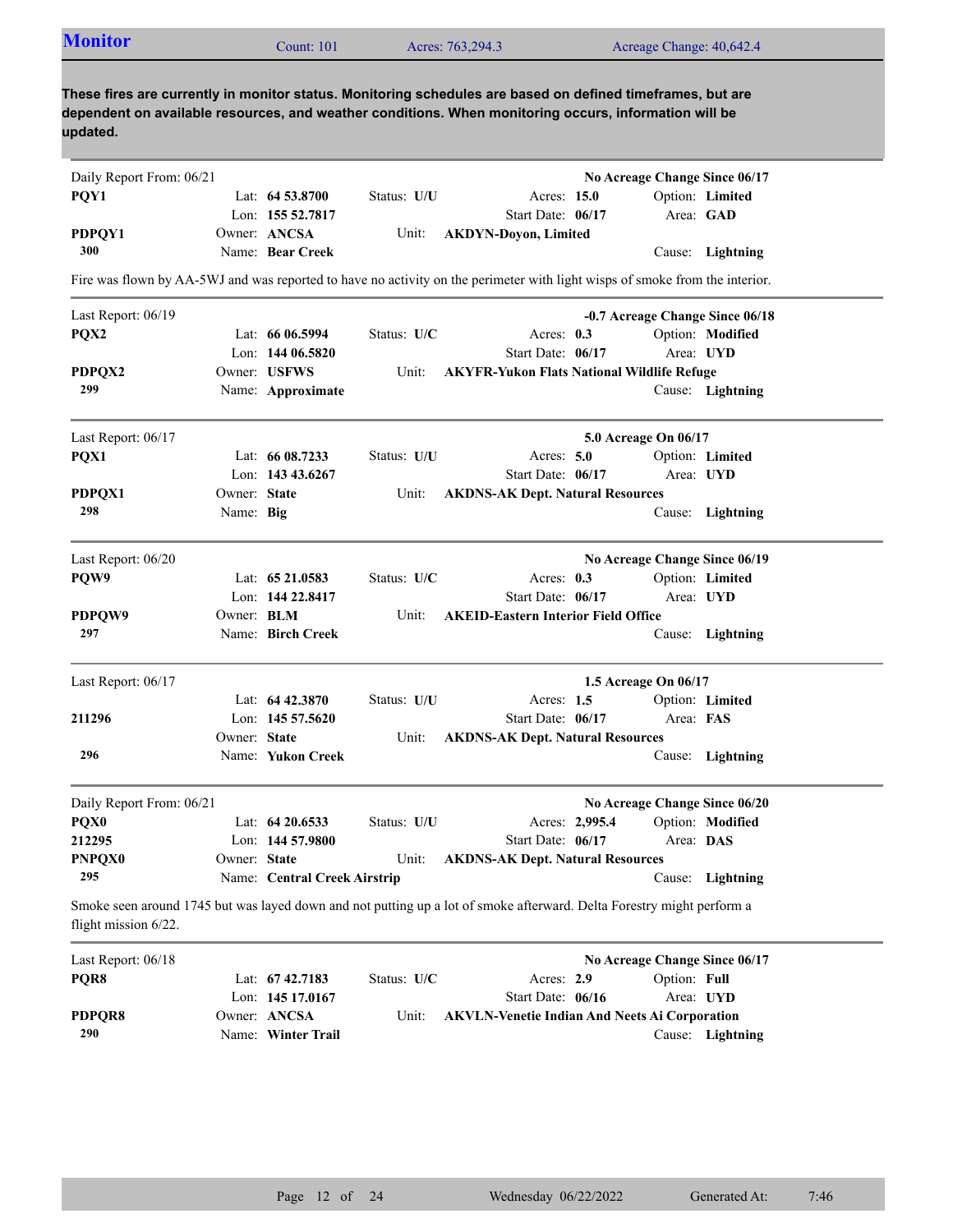## Monitor

Count: 101 | Acres: 763,294.3 | Acreage Change: 40,642.4

**These fires are currently in monitor status. Monitoring schedules are based on defined timeframes, but are dependent on available resources, and weather conditions. When monitoring occurs, information will be updated.**

---

Daily Report From: 06/21 — **No Acreage Change Since 06/17**

| | | | |
|---|---|---|---|
| **PQY1** | Lat: **64 53.8700** | Status: **U/U** | Acres: **15.0** | Option: **Limited** |
| | Lon: **155 52.7817** | | Start Date: **06/17** | Area: **GAD** |
| **PDPQY1** | Owner: **ANCSA** | Unit: **AKDYN-Doyon, Limited** | | |
| **300** | Name: **Bear Creek** | | | Cause: **Lightning** |

Fire was flown by AA-5WJ and was reported to have no activity on the perimeter with light wisps of smoke from the interior.

---

Last Report: 06/19 — **-0.7 Acreage Change Since 06/18**

| | | | |
|---|---|---|---|
| **PQX2** | Lat: **66 06.5994** | Status: **U/C** | Acres: **0.3** | Option: **Modified** |
| | Lon: **144 06.5820** | | Start Date: **06/17** | Area: **UYD** |
| **PDPQX2** | Owner: **USFWS** | Unit: **AKYFR-Yukon Flats National Wildlife Refuge** | | |
| **299** | Name: **Approximate** | | | Cause: **Lightning** |

---

Last Report: 06/17 — **5.0 Acreage On 06/17**

| | | | |
|---|---|---|---|
| **PQX1** | Lat: **66 08.7233** | Status: **U/U** | Acres: **5.0** | Option: **Limited** |
| | Lon: **143 43.6267** | | Start Date: **06/17** | Area: **UYD** |
| **PDPQX1** | Owner: **State** | Unit: **AKDNS-AK Dept. Natural Resources** | | |
| **298** | Name: **Big** | | | Cause: **Lightning** |

---

Last Report: 06/20 — **No Acreage Change Since 06/19**

| | | | |
|---|---|---|---|
| **PQW9** | Lat: **65 21.0583** | Status: **U/C** | Acres: **0.3** | Option: **Limited** |
| | Lon: **144 22.8417** | | Start Date: **06/17** | Area: **UYD** |
| **PDPQW9** | Owner: **BLM** | Unit: **AKEID-Eastern Interior Field Office** | | |
| **297** | Name: **Birch Creek** | | | Cause: **Lightning** |

---

Last Report: 06/17 — **1.5 Acreage On 06/17**

| | | | |
|---|---|---|---|
| | Lat: **64 42.3870** | Status: **U/U** | Acres: **1.5** | Option: **Limited** |
| **211296** | Lon: **145 57.5620** | | Start Date: **06/17** | Area: **FAS** |
| | Owner: **State** | Unit: **AKDNS-AK Dept. Natural Resources** | | |
| **296** | Name: **Yukon Creek** | | | Cause: **Lightning** |

---

Daily Report From: 06/21 — **No Acreage Change Since 06/20**

| | | | |
|---|---|---|---|
| **PQX0** | Lat: **64 20.6533** | Status: **U/U** | Acres: **2,995.4** | Option: **Modified** |
| **212295** | Lon: **144 57.9800** | | Start Date: **06/17** | Area: **DAS** |
| **PNPQX0** | Owner: **State** | Unit: **AKDNS-AK Dept. Natural Resources** | | |
| **295** | Name: **Central Creek Airstrip** | | | Cause: **Lightning** |

Smoke seen around 1745 but was layed down and not putting up a lot of smoke afterward. Delta Forestry might perform a flight mission 6/22.

---

Last Report: 06/18 — **No Acreage Change Since 06/17**

| | | | |
|---|---|---|---|
| **PQR8** | Lat: **67 42.7183** | Status: **U/C** | Acres: **2.9** | Option: **Full** |
| | Lon: **145 17.0167** | | Start Date: **06/16** | Area: **UYD** |
| **PDPQR8** | Owner: **ANCSA** | Unit: **AKVLN-Venetie Indian And Neets Ai Corporation** | | |
| **290** | Name: **Winter Trail** | | | Cause: **Lightning** |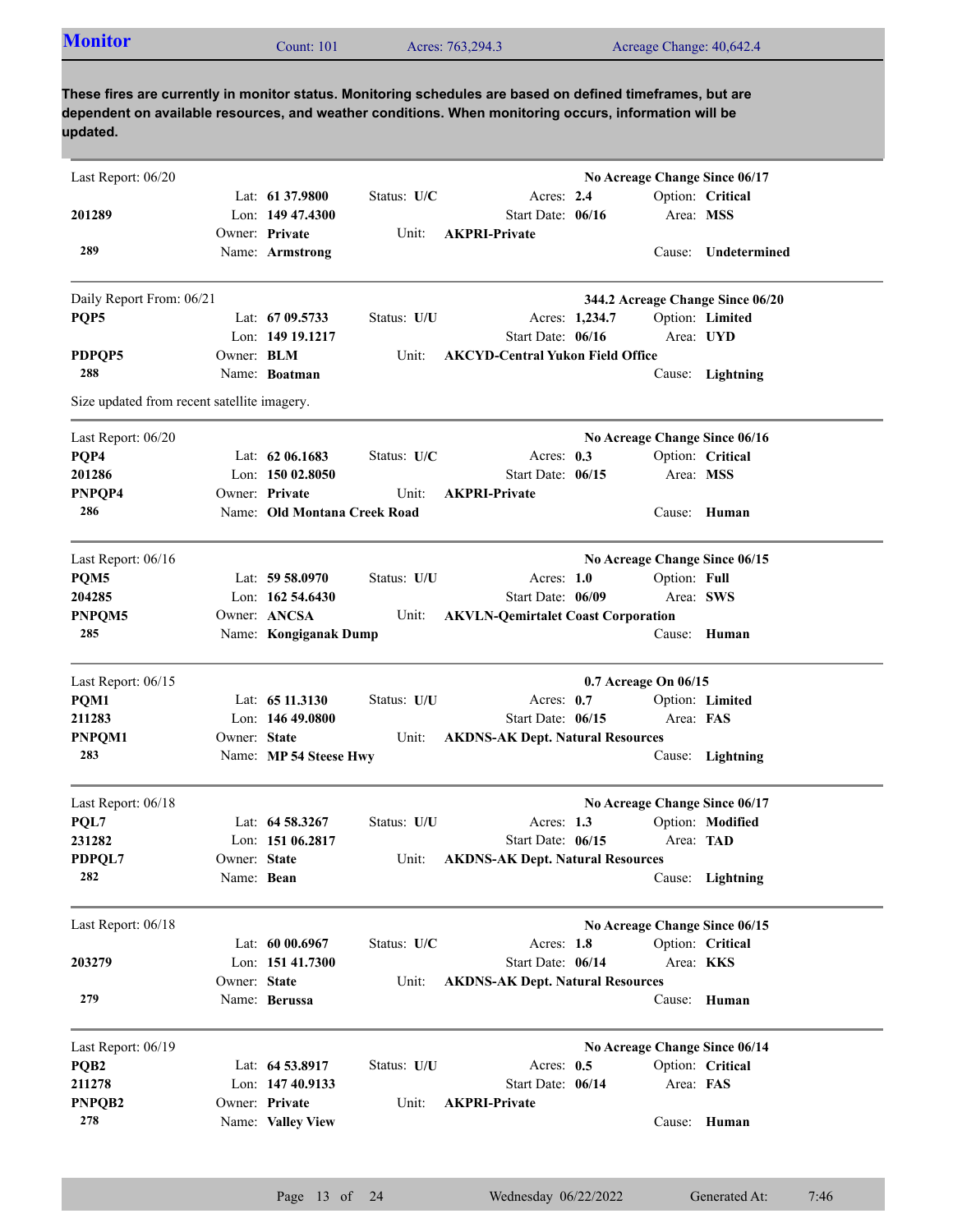## Monitor

Count: 101 | Acres: 763,294.3 | Acreage Change: 40,642.4

**These fires are currently in monitor status. Monitoring schedules are based on defined timeframes, but are dependent on available resources, and weather conditions. When monitoring occurs, information will be updated.**

---

Last Report: 06/20 — **No Acreage Change Since 06/17**

| | | | | |
|---|---|---|---|---|
| | Lat: **61 37.9800** | Status: **U/C** | Acres: **2.4** | Option: **Critical** |
| **201289** | Lon: **149 47.4300** | | Start Date: **06/16** | Area: **MSS** |
| | Owner: **Private** | Unit: **AKPRI-Private** | | |
| **289** | Name: **Armstrong** | | | Cause: **Undetermined** |

---

Daily Report From: 06/21 — **344.2 Acreage Change Since 06/20**

| | | | | |
|---|---|---|---|---|
| **PQP5** | Lat: **67 09.5733** | Status: **U/U** | Acres: **1,234.7** | Option: **Limited** |
| | Lon: **149 19.1217** | | Start Date: **06/16** | Area: **UYD** |
| **PDPQP5** | Owner: **BLM** | Unit: **AKCYD-Central Yukon Field Office** | | |
| **288** | Name: **Boatman** | | | Cause: **Lightning** |

Size updated from recent satellite imagery.

---

Last Report: 06/20 — **No Acreage Change Since 06/16**

| | | | | |
|---|---|---|---|---|
| **PQP4** | Lat: **62 06.1683** | Status: **U/C** | Acres: **0.3** | Option: **Critical** |
| **201286** | Lon: **150 02.8050** | | Start Date: **06/15** | Area: **MSS** |
| **PNPQP4** | Owner: **Private** | Unit: **AKPRI-Private** | | |
| **286** | Name: **Old Montana Creek Road** | | | Cause: **Human** |

---

Last Report: 06/16 — **No Acreage Change Since 06/15**

| | | | | |
|---|---|---|---|---|
| **PQM5** | Lat: **59 58.0970** | Status: **U/U** | Acres: **1.0** | Option: **Full** |
| **204285** | Lon: **162 54.6430** | | Start Date: **06/09** | Area: **SWS** |
| **PNPQM5** | Owner: **ANCSA** | Unit: **AKVLN-Qemirtalet Coast Corporation** | | |
| **285** | Name: **Kongiganak Dump** | | | Cause: **Human** |

---

Last Report: 06/15 — **0.7 Acreage On 06/15**

| | | | | |
|---|---|---|---|---|
| **PQM1** | Lat: **65 11.3130** | Status: **U/U** | Acres: **0.7** | Option: **Limited** |
| **211283** | Lon: **146 49.0800** | | Start Date: **06/15** | Area: **FAS** |
| **PNPQM1** | Owner: **State** | Unit: **AKDNS-AK Dept. Natural Resources** | | |
| **283** | Name: **MP 54 Steese Hwy** | | | Cause: **Lightning** |

---

Last Report: 06/18 — **No Acreage Change Since 06/17**

| | | | | |
|---|---|---|---|---|
| **PQL7** | Lat: **64 58.3267** | Status: **U/U** | Acres: **1.3** | Option: **Modified** |
| **231282** | Lon: **151 06.2817** | | Start Date: **06/15** | Area: **TAD** |
| **PDPQL7** | Owner: **State** | Unit: **AKDNS-AK Dept. Natural Resources** | | |
| **282** | Name: **Bean** | | | Cause: **Lightning** |

---

Last Report: 06/18 — **No Acreage Change Since 06/15**

| | | | | |
|---|---|---|---|---|
| | Lat: **60 00.6967** | Status: **U/C** | Acres: **1.8** | Option: **Critical** |
| **203279** | Lon: **151 41.7300** | | Start Date: **06/14** | Area: **KKS** |
| | Owner: **State** | Unit: **AKDNS-AK Dept. Natural Resources** | | |
| **279** | Name: **Berussa** | | | Cause: **Human** |

---

Last Report: 06/19 — **No Acreage Change Since 06/14**

| | | | | |
|---|---|---|---|---|
| **PQB2** | Lat: **64 53.8917** | Status: **U/U** | Acres: **0.5** | Option: **Critical** |
| **211278** | Lon: **147 40.9133** | | Start Date: **06/14** | Area: **FAS** |
| **PNPQB2** | Owner: **Private** | Unit: **AKPRI-Private** | | |
| **278** | Name: **Valley View** | | | Cause: **Human** |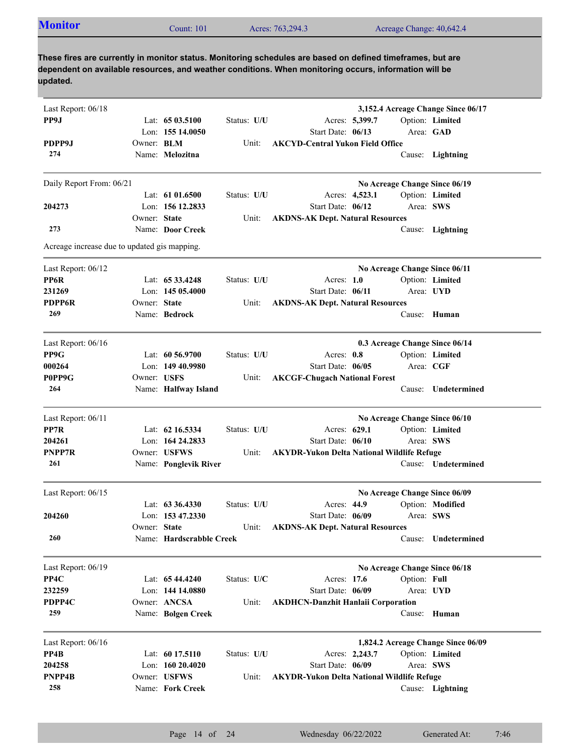## Monitor

Count: 101 | Acres: 763,294.3 | Acreage Change: 40,642.4

**These fires are currently in monitor status. Monitoring schedules are based on defined timeframes, but are dependent on available resources, and weather conditions. When monitoring occurs, information will be updated.**

---

Last Report: 06/18 — **3,152.4 Acreage Change Since 06/17**

**PP9J**
**PDPP9J**
**274**

Lat: **65 03.5100** | Lon: **155 14.0050** | Owner: **BLM** | Name: **Melozitna**
Status: **U/U** | Acres: **5,399.7** | Start Date: **06/13** | Option: **Limited** | Area: **GAD**
Unit: **AKCYD-Central Yukon Field Office**
Cause: **Lightning**

---

Daily Report From: 06/21 — **No Acreage Change Since 06/19**

**204273**
**273**

Lat: **61 01.6500** | Lon: **156 12.2833** | Owner: **State** | Name: **Door Creek**
Status: **U/U** | Acres: **4,523.1** | Start Date: **06/12** | Option: **Limited** | Area: **SWS**
Unit: **AKDNS-AK Dept. Natural Resources**
Cause: **Lightning**

Acreage increase due to updated gis mapping.

---

Last Report: 06/12 — **No Acreage Change Since 06/11**

**PP6R**
**231269**
**PDPP6R**
**269**

Lat: **65 33.4248** | Lon: **145 05.4000** | Owner: **State** | Name: **Bedrock**
Status: **U/U** | Acres: **1.0** | Start Date: **06/11** | Option: **Limited** | Area: **UYD**
Unit: **AKDNS-AK Dept. Natural Resources**
Cause: **Human**

---

Last Report: 06/16 — **0.3 Acreage Change Since 06/14**

**PP9G**
**000264**
**P0PP9G**
**264**

Lat: **60 56.9700** | Lon: **149 40.9980** | Owner: **USFS** | Name: **Halfway Island**
Status: **U/U** | Acres: **0.8** | Start Date: **06/05** | Option: **Limited** | Area: **CGF**
Unit: **AKCGF-Chugach National Forest**
Cause: **Undetermined**

---

Last Report: 06/11 — **No Acreage Change Since 06/10**

**PP7R**
**204261**
**PNPP7R**
**261**

Lat: **62 16.5334** | Lon: **164 24.2833** | Owner: **USFWS** | Name: **Ponglevik River**
Status: **U/U** | Acres: **629.1** | Start Date: **06/10** | Option: **Limited** | Area: **SWS**
Unit: **AKYDR-Yukon Delta National Wildlife Refuge**
Cause: **Undetermined**

---

Last Report: 06/15 — **No Acreage Change Since 06/09**

**204260**
**260**

Lat: **63 36.4330** | Lon: **153 47.2330** | Owner: **State** | Name: **Hardscrabble Creek**
Status: **U/U** | Acres: **44.9** | Start Date: **06/09** | Option: **Modified** | Area: **SWS**
Unit: **AKDNS-AK Dept. Natural Resources**
Cause: **Undetermined**

---

Last Report: 06/19 — **No Acreage Change Since 06/18**

**PP4C**
**232259**
**PDPP4C**
**259**

Lat: **65 44.4240** | Lon: **144 14.0880** | Owner: **ANCSA** | Name: **Bolgen Creek**
Status: **U/C** | Acres: **17.6** | Start Date: **06/09** | Option: **Full** | Area: **UYD**
Unit: **AKDHCN-Danzhit Hanlaii Corporation**
Cause: **Human**

---

Last Report: 06/16 — **1,824.2 Acreage Change Since 06/09**

**PP4B**
**204258**
**PNPP4B**
**258**

Lat: **60 17.5110** | Lon: **160 20.4020** | Owner: **USFWS** | Name: **Fork Creek**
Status: **U/U** | Acres: **2,243.7** | Start Date: **06/09** | Option: **Limited** | Area: **SWS**
Unit: **AKYDR-Yukon Delta National Wildlife Refuge**
Cause: **Lightning**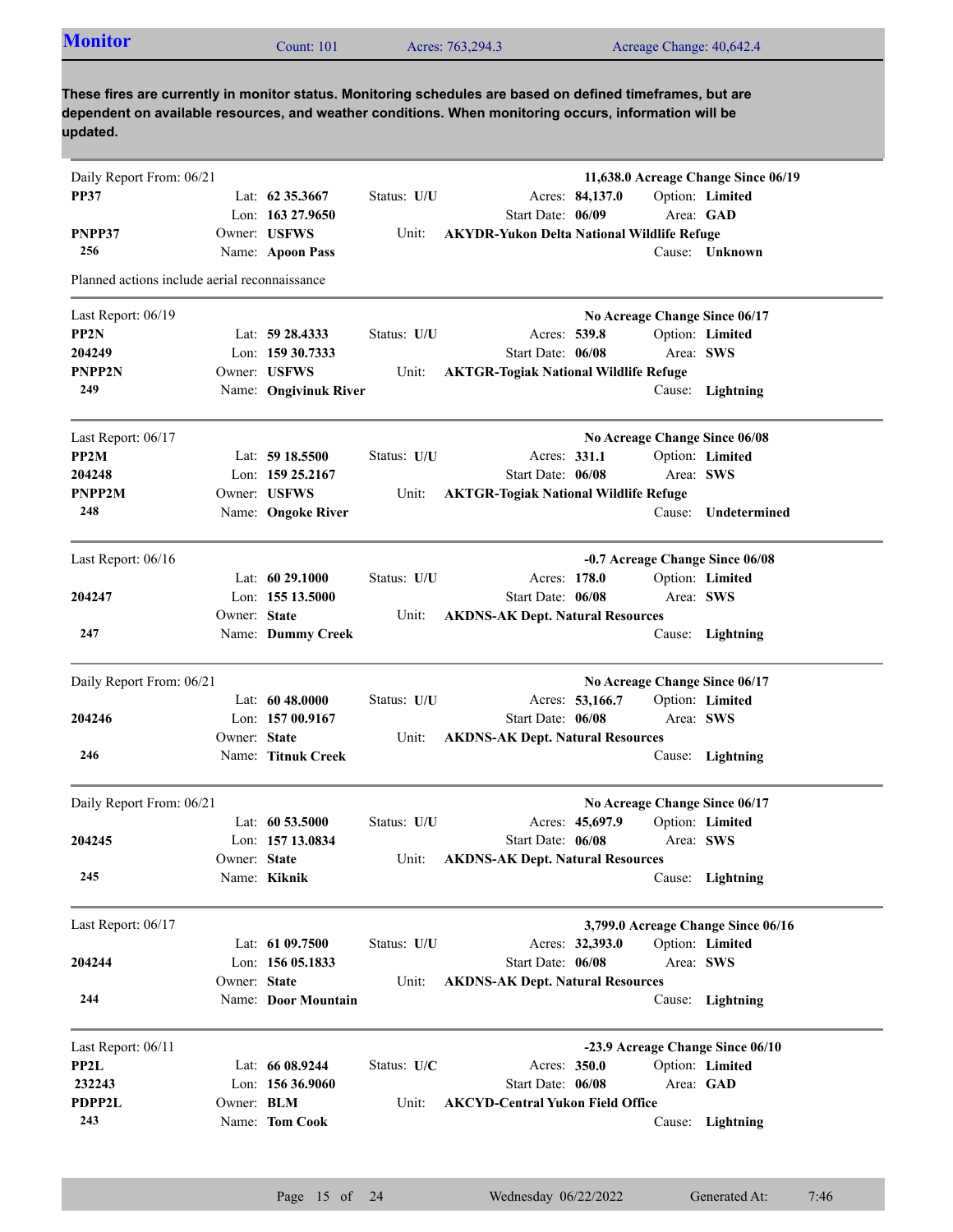## Monitor

Count: 101 Acres: 763,294.3 Acreage Change: 40,642.4

**These fires are currently in monitor status. Monitoring schedules are based on defined timeframes, but are dependent on available resources, and weather conditions. When monitoring occurs, information will be updated.**

---

Daily Report From: 06/21 — **11,638.0 Acreage Change Since 06/19**

| | | | | |
|---|---|---|---|---|
| **PP37** | Lat: **62 35.3667** | Status: **U/U** | Acres: **84,137.0** | Option: **Limited** |
| | Lon: **163 27.9650** | | Start Date: **06/09** | Area: **GAD** |
| **PNPP37** | Owner: **USFWS** | Unit: **AKYDR-Yukon Delta National Wildlife Refuge** | | |
| **256** | Name: **Apoon Pass** | | | Cause: **Unknown** |

Planned actions include aerial reconnaissance

---

Last Report: 06/19 — **No Acreage Change Since 06/17**

| | | | | |
|---|---|---|---|---|
| **PP2N** | Lat: **59 28.4333** | Status: **U/U** | Acres: **539.8** | Option: **Limited** |
| **204249** | Lon: **159 30.7333** | | Start Date: **06/08** | Area: **SWS** |
| **PNPP2N** | Owner: **USFWS** | Unit: **AKTGR-Togiak National Wildlife Refuge** | | |
| **249** | Name: **Ongivinuk River** | | | Cause: **Lightning** |

---

Last Report: 06/17 — **No Acreage Change Since 06/08**

| | | | | |
|---|---|---|---|---|
| **PP2M** | Lat: **59 18.5500** | Status: **U/U** | Acres: **331.1** | Option: **Limited** |
| **204248** | Lon: **159 25.2167** | | Start Date: **06/08** | Area: **SWS** |
| **PNPP2M** | Owner: **USFWS** | Unit: **AKTGR-Togiak National Wildlife Refuge** | | |
| **248** | Name: **Ongoke River** | | | Cause: **Undetermined** |

---

Last Report: 06/16 — **-0.7 Acreage Change Since 06/08**

| | | | | |
|---|---|---|---|---|
| | Lat: **60 29.1000** | Status: **U/U** | Acres: **178.0** | Option: **Limited** |
| **204247** | Lon: **155 13.5000** | | Start Date: **06/08** | Area: **SWS** |
| | Owner: **State** | Unit: **AKDNS-AK Dept. Natural Resources** | | |
| **247** | Name: **Dummy Creek** | | | Cause: **Lightning** |

---

Daily Report From: 06/21 — **No Acreage Change Since 06/17**

| | | | | |
|---|---|---|---|---|
| | Lat: **60 48.0000** | Status: **U/U** | Acres: **53,166.7** | Option: **Limited** |
| **204246** | Lon: **157 00.9167** | | Start Date: **06/08** | Area: **SWS** |
| | Owner: **State** | Unit: **AKDNS-AK Dept. Natural Resources** | | |
| **246** | Name: **Titnuk Creek** | | | Cause: **Lightning** |

---

Daily Report From: 06/21 — **No Acreage Change Since 06/17**

| | | | | |
|---|---|---|---|---|
| | Lat: **60 53.5000** | Status: **U/U** | Acres: **45,697.9** | Option: **Limited** |
| **204245** | Lon: **157 13.0834** | | Start Date: **06/08** | Area: **SWS** |
| | Owner: **State** | Unit: **AKDNS-AK Dept. Natural Resources** | | |
| **245** | Name: **Kiknik** | | | Cause: **Lightning** |

---

Last Report: 06/17 — **3,799.0 Acreage Change Since 06/16**

| | | | | |
|---|---|---|---|---|
| | Lat: **61 09.7500** | Status: **U/U** | Acres: **32,393.0** | Option: **Limited** |
| **204244** | Lon: **156 05.1833** | | Start Date: **06/08** | Area: **SWS** |
| | Owner: **State** | Unit: **AKDNS-AK Dept. Natural Resources** | | |
| **244** | Name: **Door Mountain** | | | Cause: **Lightning** |

---

Last Report: 06/11 — **-23.9 Acreage Change Since 06/10**

| | | | | |
|---|---|---|---|---|
| **PP2L** | Lat: **66 08.9244** | Status: **U/C** | Acres: **350.0** | Option: **Limited** |
| **232243** | Lon: **156 36.9060** | | Start Date: **06/08** | Area: **GAD** |
| **PDPP2L** | Owner: **BLM** | Unit: **AKCYD-Central Yukon Field Office** | | |
| **243** | Name: **Tom Cook** | | | Cause: **Lightning** |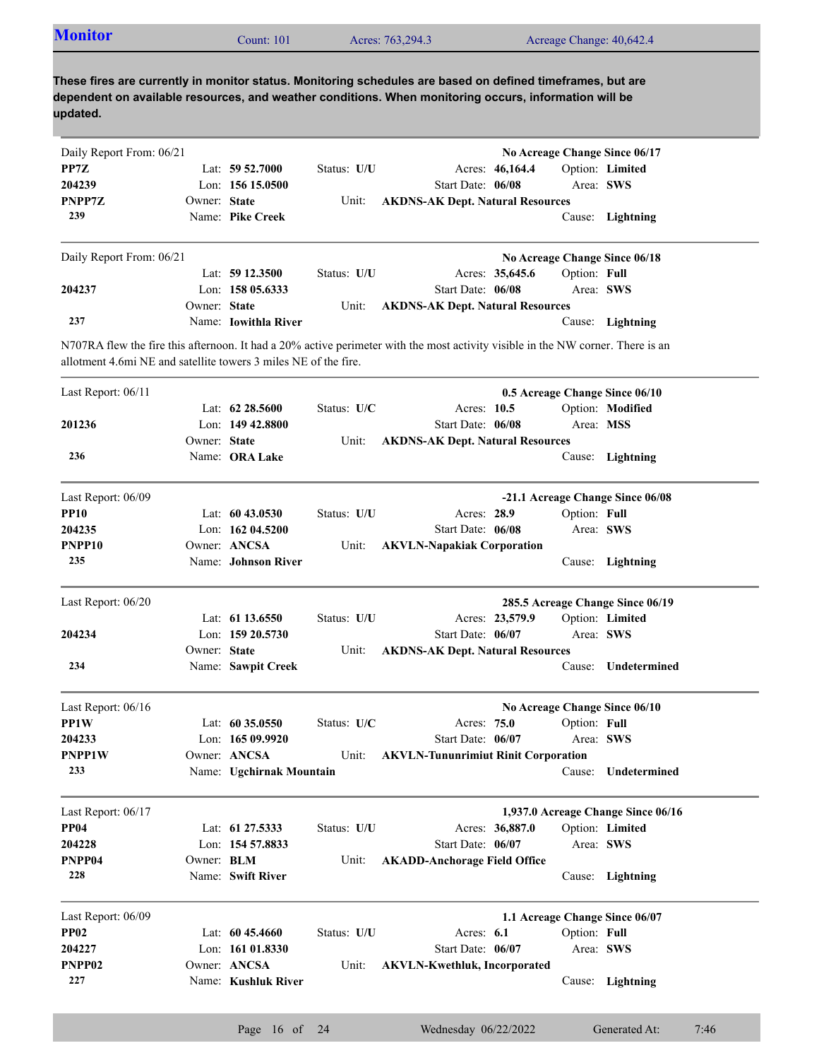## Monitor

Count: 101 | Acres: 763,294.3 | Acreage Change: 40,642.4

**These fires are currently in monitor status. Monitoring schedules are based on defined timeframes, but are dependent on available resources, and weather conditions. When monitoring occurs, information will be updated.**

---

Daily Report From: 06/21 — **No Acreage Change Since 06/17**

**PP7Z**
**204239**
**PNPP7Z**
**239**

Lat: **59 52.7000** | Lon: **156 15.0500** | Owner: **State** | Name: **Pike Creek**
Status: **U/U** | Unit: **AKDNS-AK Dept. Natural Resources**
Acres: **46,164.4** | Start Date: **06/08**
Option: **Limited** | Area: **SWS** | Cause: **Lightning**

---

Daily Report From: 06/21 — **No Acreage Change Since 06/18**

**204237**
**237**

Lat: **59 12.3500** | Lon: **158 05.6333** | Owner: **State** | Name: **Iowithla River**
Status: **U/U** | Unit: **AKDNS-AK Dept. Natural Resources**
Acres: **35,645.6** | Start Date: **06/08**
Option: **Full** | Area: **SWS** | Cause: **Lightning**

N707RA flew the fire this afternoon. It had a 20% active perimeter with the most activity visible in the NW corner. There is an allotment 4.6mi NE and satellite towers 3 miles NE of the fire.

---

Last Report: 06/11 — **0.5 Acreage Change Since 06/10**

**201236**
**236**

Lat: **62 28.5600** | Lon: **149 42.8800** | Owner: **State** | Name: **ORA Lake**
Status: **U/C** | Unit: **AKDNS-AK Dept. Natural Resources**
Acres: **10.5** | Start Date: **06/08**
Option: **Modified** | Area: **MSS** | Cause: **Lightning**

---

Last Report: 06/09 — **-21.1 Acreage Change Since 06/08**

**PP10**
**204235**
**PNPP10**
**235**

Lat: **60 43.0530** | Lon: **162 04.5200** | Owner: **ANCSA** | Name: **Johnson River**
Status: **U/U** | Unit: **AKVLN-Napakiak Corporation**
Acres: **28.9** | Start Date: **06/08**
Option: **Full** | Area: **SWS** | Cause: **Lightning**

---

Last Report: 06/20 — **285.5 Acreage Change Since 06/19**

**204234**
**234**

Lat: **61 13.6550** | Lon: **159 20.5730** | Owner: **State** | Name: **Sawpit Creek**
Status: **U/U** | Unit: **AKDNS-AK Dept. Natural Resources**
Acres: **23,579.9** | Start Date: **06/07**
Option: **Limited** | Area: **SWS** | Cause: **Undetermined**

---

Last Report: 06/16 — **No Acreage Change Since 06/10**

**PP1W**
**204233**
**PNPP1W**
**233**

Lat: **60 35.0550** | Lon: **165 09.9920** | Owner: **ANCSA** | Name: **Ugchirnak Mountain**
Status: **U/C** | Unit: **AKVLN-Tununrimiut Rinit Corporation**
Acres: **75.0** | Start Date: **06/07**
Option: **Full** | Area: **SWS** | Cause: **Undetermined**

---

Last Report: 06/17 — **1,937.0 Acreage Change Since 06/16**

**PP04**
**204228**
**PNPP04**
**228**

Lat: **61 27.5333** | Lon: **154 57.8833** | Owner: **BLM** | Name: **Swift River**
Status: **U/U** | Unit: **AKADD-Anchorage Field Office**
Acres: **36,887.0** | Start Date: **06/07**
Option: **Limited** | Area: **SWS** | Cause: **Lightning**

---

Last Report: 06/09 — **1.1 Acreage Change Since 06/07**

**PP02**
**204227**
**PNPP02**
**227**

Lat: **60 45.4660** | Lon: **161 01.8330** | Owner: **ANCSA** | Name: **Kushluk River**
Status: **U/U** | Unit: **AKVLN-Kwethluk, Incorporated**
Acres: **6.1** | Start Date: **06/07**
Option: **Full** | Area: **SWS** | Cause: **Lightning**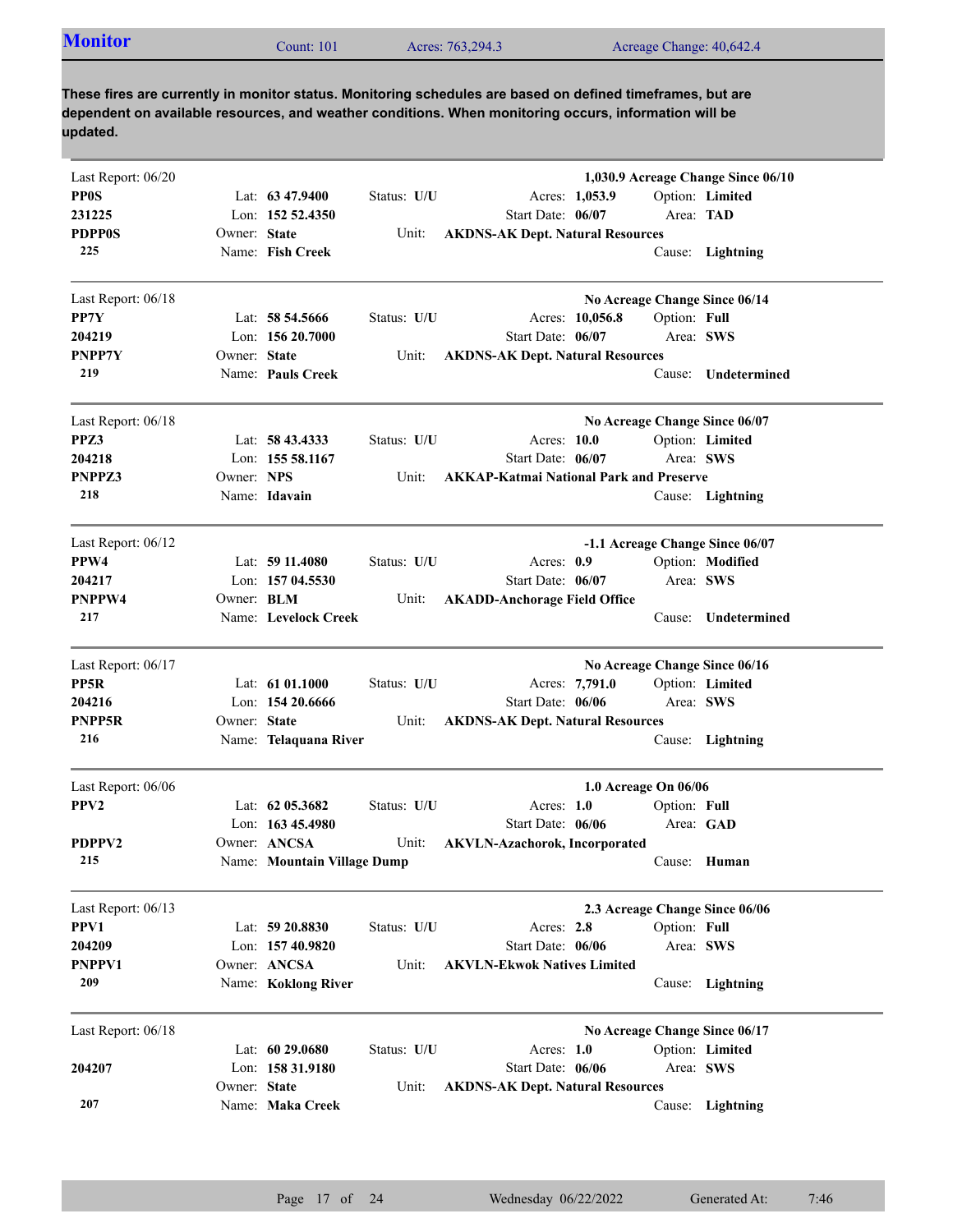## Monitor

Count: 101 | Acres: 763,294.3 | Acreage Change: 40,642.4

**These fires are currently in monitor status. Monitoring schedules are based on defined timeframes, but are dependent on available resources, and weather conditions. When monitoring occurs, information will be updated.**

---

Last Report: 06/20 — **1,030.9 Acreage Change Since 06/10**

**PP0S**
**231225**
**PDPP0S**
**225**

Lat: **63 47.9400** | Lon: **152 52.4350** | Owner: **State** | Name: **Fish Creek**
Status: **U/U** | Unit: **AKDNS-AK Dept. Natural Resources**
Acres: **1,053.9** | Start Date: **06/07**
Option: **Limited** | Area: **TAD** | Cause: **Lightning**

---

Last Report: 06/18 — **No Acreage Change Since 06/14**

**PP7Y**
**204219**
**PNPP7Y**
**219**

Lat: **58 54.5666** | Lon: **156 20.7000** | Owner: **State** | Name: **Pauls Creek**
Status: **U/U** | Unit: **AKDNS-AK Dept. Natural Resources**
Acres: **10,056.8** | Start Date: **06/07**
Option: **Full** | Area: **SWS** | Cause: **Undetermined**

---

Last Report: 06/18 — **No Acreage Change Since 06/07**

**PPZ3**
**204218**
**PNPPZ3**
**218**

Lat: **58 43.4333** | Lon: **155 58.1167** | Owner: **NPS** | Name: **Idavain**
Status: **U/U** | Unit: **AKKAP-Katmai National Park and Preserve**
Acres: **10.0** | Start Date: **06/07**
Option: **Limited** | Area: **SWS** | Cause: **Lightning**

---

Last Report: 06/12 — **-1.1 Acreage Change Since 06/07**

**PPW4**
**204217**
**PNPPW4**
**217**

Lat: **59 11.4080** | Lon: **157 04.5530** | Owner: **BLM** | Name: **Levelock Creek**
Status: **U/U** | Unit: **AKADD-Anchorage Field Office**
Acres: **0.9** | Start Date: **06/07**
Option: **Modified** | Area: **SWS** | Cause: **Undetermined**

---

Last Report: 06/17 — **No Acreage Change Since 06/16**

**PP5R**
**204216**
**PNPP5R**
**216**

Lat: **61 01.1000** | Lon: **154 20.6666** | Owner: **State** | Name: **Telaquana River**
Status: **U/U** | Unit: **AKDNS-AK Dept. Natural Resources**
Acres: **7,791.0** | Start Date: **06/06**
Option: **Limited** | Area: **SWS** | Cause: **Lightning**

---

Last Report: 06/06 — **1.0 Acreage On 06/06**

**PPV2**
**PDPPV2**
**215**

Lat: **62 05.3682** | Lon: **163 45.4980** | Owner: **ANCSA** | Name: **Mountain Village Dump**
Status: **U/U** | Unit: **AKVLN-Azachorok, Incorporated**
Acres: **1.0** | Start Date: **06/06**
Option: **Full** | Area: **GAD** | Cause: **Human**

---

Last Report: 06/13 — **2.3 Acreage Change Since 06/06**

**PPV1**
**204209**
**PNPPV1**
**209**

Lat: **59 20.8830** | Lon: **157 40.9820** | Owner: **ANCSA** | Name: **Koklong River**
Status: **U/U** | Unit: **AKVLN-Ekwok Natives Limited**
Acres: **2.8** | Start Date: **06/06**
Option: **Full** | Area: **SWS** | Cause: **Lightning**

---

Last Report: 06/18 — **No Acreage Change Since 06/17**

**204207**
**207**

Lat: **60 29.0680** | Lon: **158 31.9180** | Owner: **State** | Name: **Maka Creek**
Status: **U/U** | Unit: **AKDNS-AK Dept. Natural Resources**
Acres: **1.0** | Start Date: **06/06**
Option: **Limited** | Area: **SWS** | Cause: **Lightning**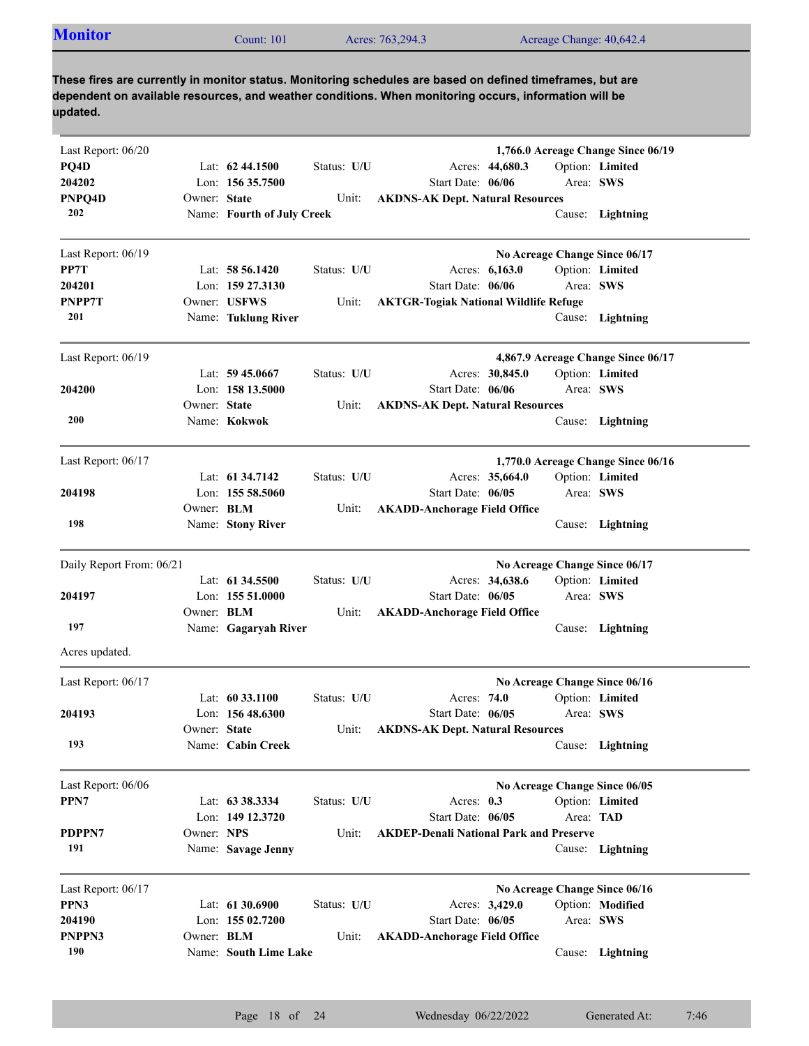## Monitor

Count: 101 | Acres: 763,294.3 | Acreage Change: 40,642.4

**These fires are currently in monitor status. Monitoring schedules are based on defined timeframes, but are dependent on available resources, and weather conditions. When monitoring occurs, information will be updated.**

---

Last Report: 06/20 — **1,766.0 Acreage Change Since 06/19**

**PQ4D**
**204202**
**PNPQ4D**
**202**

Lat: **62 44.1500** | Lon: **156 35.7500** | Owner: **State** | Name: **Fourth of July Creek**
Status: **U/U** | Unit: **AKDNS-AK Dept. Natural Resources**
Acres: **44,680.3** | Start Date: **06/06**
Option: **Limited** | Area: **SWS** | Cause: **Lightning**

---

Last Report: 06/19 — **No Acreage Change Since 06/17**

**PP7T**
**204201**
**PNPP7T**
**201**

Lat: **58 56.1420** | Lon: **159 27.3130** | Owner: **USFWS** | Name: **Tuklung River**
Status: **U/U** | Unit: **AKTGR-Togiak National Wildlife Refuge**
Acres: **6,163.0** | Start Date: **06/06**
Option: **Limited** | Area: **SWS** | Cause: **Lightning**

---

Last Report: 06/19 — **4,867.9 Acreage Change Since 06/17**

**204200**
**200**

Lat: **59 45.0667** | Lon: **158 13.5000** | Owner: **State** | Name: **Kokwok**
Status: **U/U** | Unit: **AKDNS-AK Dept. Natural Resources**
Acres: **30,845.0** | Start Date: **06/06**
Option: **Limited** | Area: **SWS** | Cause: **Lightning**

---

Last Report: 06/17 — **1,770.0 Acreage Change Since 06/16**

**204198**
**198**

Lat: **61 34.7142** | Lon: **155 58.5060** | Owner: **BLM** | Name: **Stony River**
Status: **U/U** | Unit: **AKADD-Anchorage Field Office**
Acres: **35,664.0** | Start Date: **06/05**
Option: **Limited** | Area: **SWS** | Cause: **Lightning**

---

Daily Report From: 06/21 — **No Acreage Change Since 06/17**

**204197**
**197**

Lat: **61 34.5500** | Lon: **155 51.0000** | Owner: **BLM** | Name: **Gagaryah River**
Status: **U/U** | Unit: **AKADD-Anchorage Field Office**
Acres: **34,638.6** | Start Date: **06/05**
Option: **Limited** | Area: **SWS** | Cause: **Lightning**

Acres updated.

---

Last Report: 06/17 — **No Acreage Change Since 06/16**

**204193**
**193**

Lat: **60 33.1100** | Lon: **156 48.6300** | Owner: **State** | Name: **Cabin Creek**
Status: **U/U** | Unit: **AKDNS-AK Dept. Natural Resources**
Acres: **74.0** | Start Date: **06/05**
Option: **Limited** | Area: **SWS** | Cause: **Lightning**

---

Last Report: 06/06 — **No Acreage Change Since 06/05**

**PPN7**
**PDPPN7**
**191**

Lat: **63 38.3334** | Lon: **149 12.3720** | Owner: **NPS** | Name: **Savage Jenny**
Status: **U/U** | Unit: **AKDEP-Denali National Park and Preserve**
Acres: **0.3** | Start Date: **06/05**
Option: **Limited** | Area: **TAD** | Cause: **Lightning**

---

Last Report: 06/17 — **No Acreage Change Since 06/16**

**PPN3**
**204190**
**PNPPN3**
**190**

Lat: **61 30.6900** | Lon: **155 02.7200** | Owner: **BLM** | Name: **South Lime Lake**
Status: **U/U** | Unit: **AKADD-Anchorage Field Office**
Acres: **3,429.0** | Start Date: **06/05**
Option: **Modified** | Area: **SWS** | Cause: **Lightning**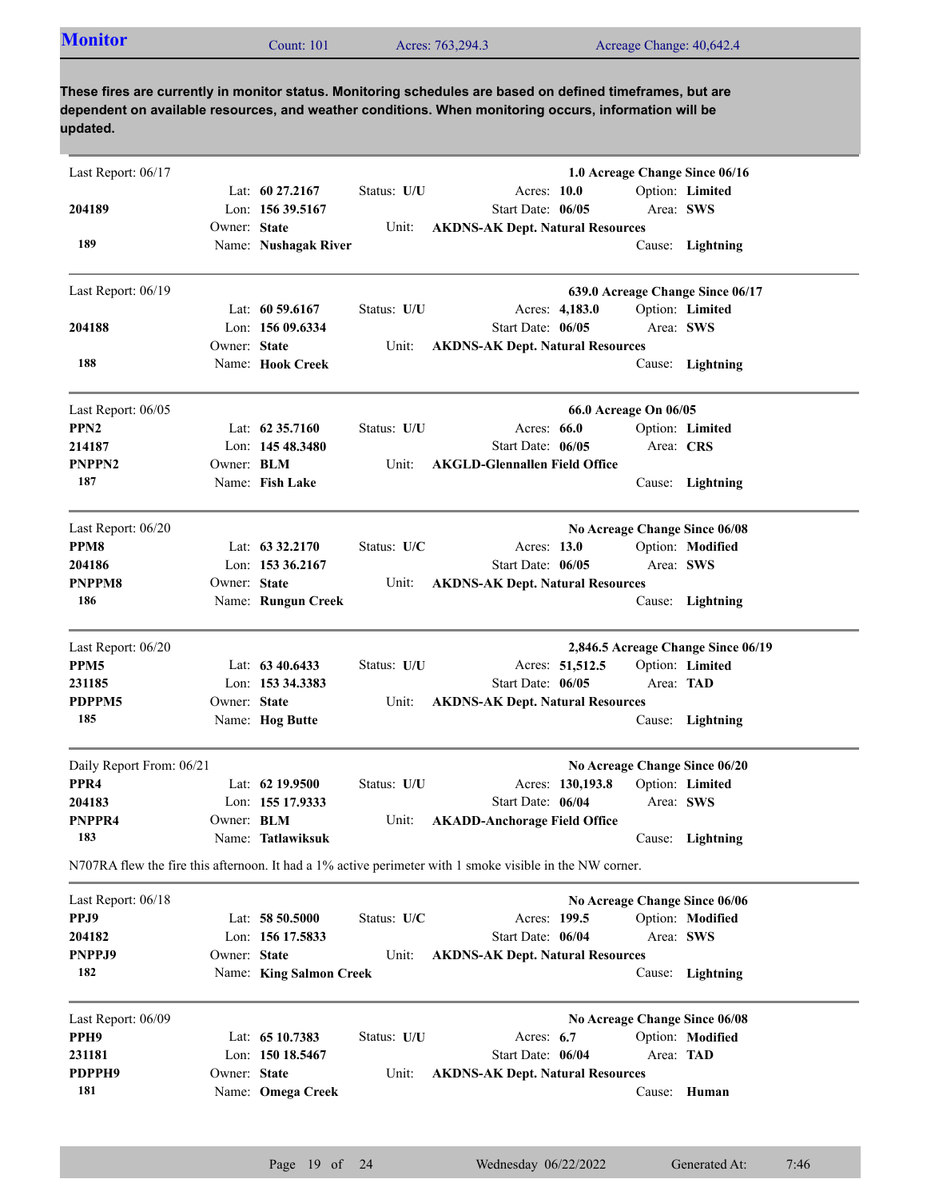## Monitor

Count: 101 | Acres: 763,294.3 | Acreage Change: 40,642.4

**These fires are currently in monitor status. Monitoring schedules are based on defined timeframes, but are dependent on available resources, and weather conditions. When monitoring occurs, information will be updated.**

---

Last Report: 06/17 — **1.0 Acreage Change Since 06/16**

**204189**
**189**

Lat: **60 27.2167** | Lon: **156 39.5167** | Owner: **State** | Name: **Nushagak River**
Status: **U/U** | Unit: **AKDNS-AK Dept. Natural Resources**
Acres: **10.0** | Start Date: **06/05**
Option: **Limited** | Area: **SWS** | Cause: **Lightning**

---

Last Report: 06/19 — **639.0 Acreage Change Since 06/17**

**204188**
**188**

Lat: **60 59.6167** | Lon: **156 09.6334** | Owner: **State** | Name: **Hook Creek**
Status: **U/U** | Unit: **AKDNS-AK Dept. Natural Resources**
Acres: **4,183.0** | Start Date: **06/05**
Option: **Limited** | Area: **SWS** | Cause: **Lightning**

---

Last Report: 06/05 — **66.0 Acreage On 06/05**

**PPN2**
**214187**
**PNPPN2**
**187**

Lat: **62 35.7160** | Lon: **145 48.3480** | Owner: **BLM** | Name: **Fish Lake**
Status: **U/U** | Unit: **AKGLD-Glennallen Field Office**
Acres: **66.0** | Start Date: **06/05**
Option: **Limited** | Area: **CRS** | Cause: **Lightning**

---

Last Report: 06/20 — **No Acreage Change Since 06/08**

**PPM8**
**204186**
**PNPPM8**
**186**

Lat: **63 32.2170** | Lon: **153 36.2167** | Owner: **State** | Name: **Rungun Creek**
Status: **U/C** | Unit: **AKDNS-AK Dept. Natural Resources**
Acres: **13.0** | Start Date: **06/05**
Option: **Modified** | Area: **SWS** | Cause: **Lightning**

---

Last Report: 06/20 — **2,846.5 Acreage Change Since 06/19**

**PPM5**
**231185**
**PDPPM5**
**185**

Lat: **63 40.6433** | Lon: **153 34.3383** | Owner: **State** | Name: **Hog Butte**
Status: **U/U** | Unit: **AKDNS-AK Dept. Natural Resources**
Acres: **51,512.5** | Start Date: **06/05**
Option: **Limited** | Area: **TAD** | Cause: **Lightning**

---

Daily Report From: 06/21 — **No Acreage Change Since 06/20**

**PPR4**
**204183**
**PNPPR4**
**183**

Lat: **62 19.9500** | Lon: **155 17.9333** | Owner: **BLM** | Name: **Tatlawiksuk**
Status: **U/U** | Unit: **AKADD-Anchorage Field Office**
Acres: **130,193.8** | Start Date: **06/04**
Option: **Limited** | Area: **SWS** | Cause: **Lightning**

N707RA flew the fire this afternoon. It had a 1% active perimeter with 1 smoke visible in the NW corner.

---

Last Report: 06/18 — **No Acreage Change Since 06/06**

**PPJ9**
**204182**
**PNPPJ9**
**182**

Lat: **58 50.5000** | Lon: **156 17.5833** | Owner: **State** | Name: **King Salmon Creek**
Status: **U/C** | Unit: **AKDNS-AK Dept. Natural Resources**
Acres: **199.5** | Start Date: **06/04**
Option: **Modified** | Area: **SWS** | Cause: **Lightning**

---

Last Report: 06/09 — **No Acreage Change Since 06/08**

**PPH9**
**231181**
**PDPPH9**
**181**

Lat: **65 10.7383** | Lon: **150 18.5467** | Owner: **State** | Name: **Omega Creek**
Status: **U/U** | Unit: **AKDNS-AK Dept. Natural Resources**
Acres: **6.7** | Start Date: **06/04**
Option: **Modified** | Area: **TAD** | Cause: **Human**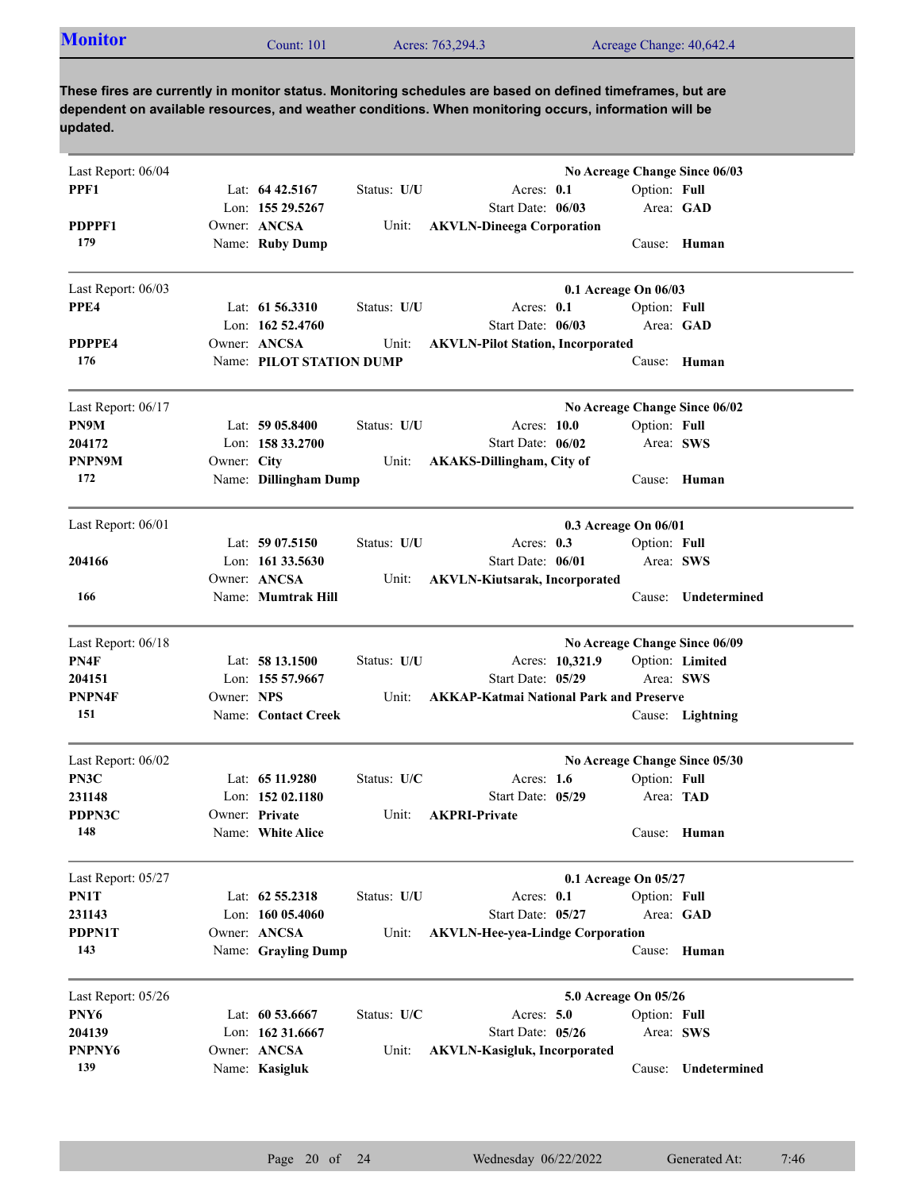## Monitor

Count: 101 | Acres: 763,294.3 | Acreage Change: 40,642.4

**These fires are currently in monitor status. Monitoring schedules are based on defined timeframes, but are dependent on available resources, and weather conditions. When monitoring occurs, information will be updated.**

---

Last Report: 06/04 — **No Acreage Change Since 06/03**

**PPF1**
**PDPPF1**
**179**

Lat: **64 42.5167** | Lon: **155 29.5267** | Status: **U/U** | Acres: **0.1** | Start Date: **06/03** | Option: **Full** | Area: **GAD**
Owner: **ANCSA** | Unit: **AKVLN-Dineega Corporation**
Name: **Ruby Dump** | Cause: **Human**

---

Last Report: 06/03 — **0.1 Acreage On 06/03**

**PPE4**
**PDPPE4**
**176**

Lat: **61 56.3310** | Lon: **162 52.4760** | Status: **U/U** | Acres: **0.1** | Start Date: **06/03** | Option: **Full** | Area: **GAD**
Owner: **ANCSA** | Unit: **AKVLN-Pilot Station, Incorporated**
Name: **PILOT STATION DUMP** | Cause: **Human**

---

Last Report: 06/17 — **No Acreage Change Since 06/02**

**PN9M**
**204172**
**PNPN9M**
**172**

Lat: **59 05.8400** | Lon: **158 33.2700** | Status: **U/U** | Acres: **10.0** | Start Date: **06/02** | Option: **Full** | Area: **SWS**
Owner: **City** | Unit: **AKAKS-Dillingham, City of**
Name: **Dillingham Dump** | Cause: **Human**

---

Last Report: 06/01 — **0.3 Acreage On 06/01**

**204166**
**166**

Lat: **59 07.5150** | Lon: **161 33.5630** | Status: **U/U** | Acres: **0.3** | Start Date: **06/01** | Option: **Full** | Area: **SWS**
Owner: **ANCSA** | Unit: **AKVLN-Kiutsarak, Incorporated**
Name: **Mumtrak Hill** | Cause: **Undetermined**

---

Last Report: 06/18 — **No Acreage Change Since 06/09**

**PN4F**
**204151**
**PNPN4F**
**151**

Lat: **58 13.1500** | Lon: **155 57.9667** | Status: **U/U** | Acres: **10,321.9** | Start Date: **05/29** | Option: **Limited** | Area: **SWS**
Owner: **NPS** | Unit: **AKKAP-Katmai National Park and Preserve**
Name: **Contact Creek** | Cause: **Lightning**

---

Last Report: 06/02 — **No Acreage Change Since 05/30**

**PN3C**
**231148**
**PDPN3C**
**148**

Lat: **65 11.9280** | Lon: **152 02.1180** | Status: **U/C** | Acres: **1.6** | Start Date: **05/29** | Option: **Full** | Area: **TAD**
Owner: **Private** | Unit: **AKPRI-Private**
Name: **White Alice** | Cause: **Human**

---

Last Report: 05/27 — **0.1 Acreage On 05/27**

**PN1T**
**231143**
**PDPN1T**
**143**

Lat: **62 55.2318** | Lon: **160 05.4060** | Status: **U/U** | Acres: **0.1** | Start Date: **05/27** | Option: **Full** | Area: **GAD**
Owner: **ANCSA** | Unit: **AKVLN-Hee-yea-Lindge Corporation**
Name: **Grayling Dump** | Cause: **Human**

---

Last Report: 05/26 — **5.0 Acreage On 05/26**

**PNY6**
**204139**
**PNPNY6**
**139**

Lat: **60 53.6667** | Lon: **162 31.6667** | Status: **U/C** | Acres: **5.0** | Start Date: **05/26** | Option: **Full** | Area: **SWS**
Owner: **ANCSA** | Unit: **AKVLN-Kasigluk, Incorporated**
Name: **Kasigluk** | Cause: **Undetermined**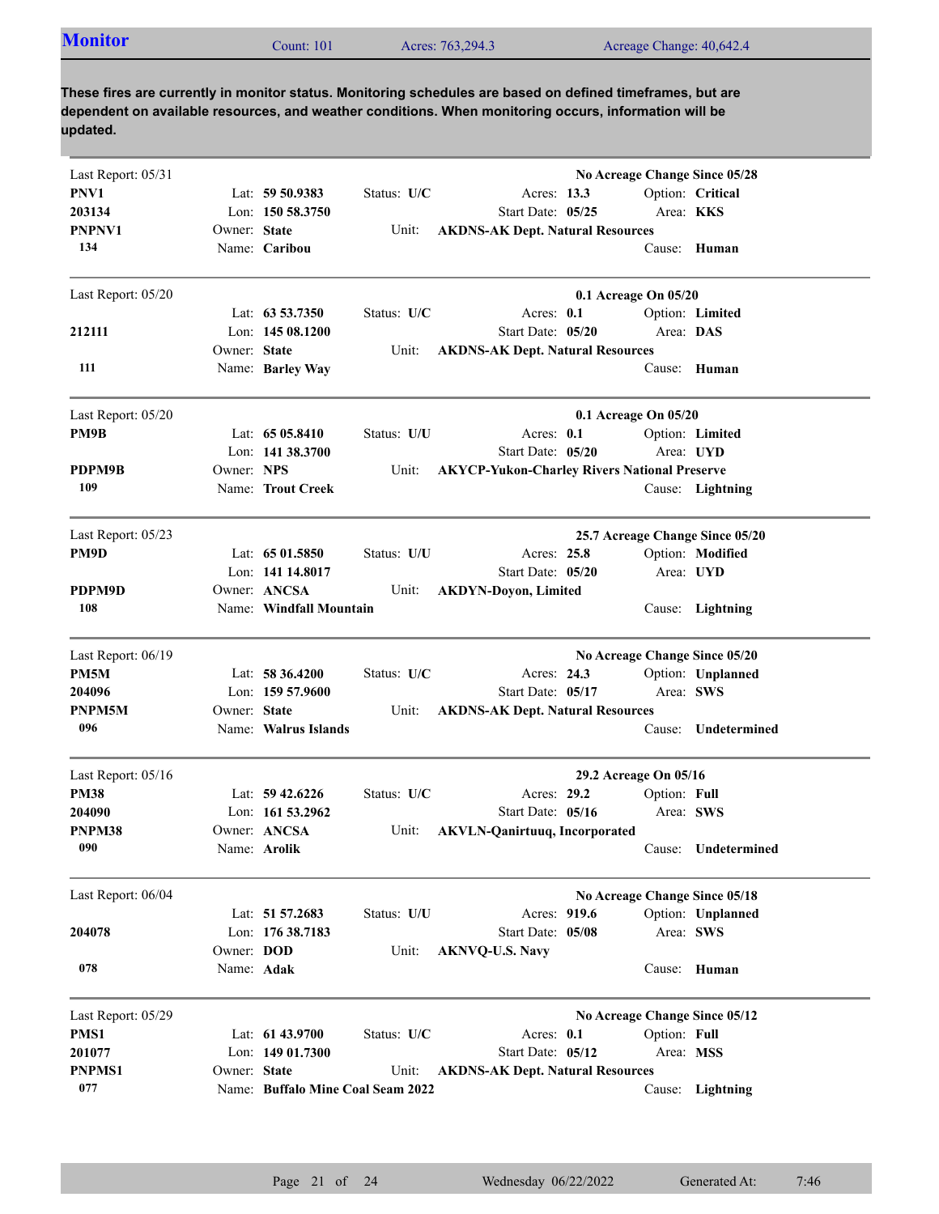## Monitor

Count: 101 | Acres: 763,294.3 | Acreage Change: 40,642.4

**These fires are currently in monitor status. Monitoring schedules are based on defined timeframes, but are dependent on available resources, and weather conditions. When monitoring occurs, information will be updated.**

---

Last Report: 05/31 — **No Acreage Change Since 05/28**

**PNV1**
**203134**
**PNPNV1**
**134**

Lat: **59 50.9383** | Lon: **150 58.3750** | Owner: **State** | Name: **Caribou**
Status: **U/C** | Unit: **AKDNS-AK Dept. Natural Resources**
Acres: **13.3** | Start Date: **05/25**
Option: **Critical** | Area: **KKS** | Cause: **Human**

---

Last Report: 05/20 — **0.1 Acreage On 05/20**

**212111**
**111**

Lat: **63 53.7350** | Lon: **145 08.1200** | Owner: **State** | Name: **Barley Way**
Status: **U/C** | Unit: **AKDNS-AK Dept. Natural Resources**
Acres: **0.1** | Start Date: **05/20**
Option: **Limited** | Area: **DAS** | Cause: **Human**

---

Last Report: 05/20 — **0.1 Acreage On 05/20**

**PM9B**
**PDPM9B**
**109**

Lat: **65 05.8410** | Lon: **141 38.3700** | Owner: **NPS** | Name: **Trout Creek**
Status: **U/U** | Unit: **AKYCP-Yukon-Charley Rivers National Preserve**
Acres: **0.1** | Start Date: **05/20**
Option: **Limited** | Area: **UYD** | Cause: **Lightning**

---

Last Report: 05/23 — **25.7 Acreage Change Since 05/20**

**PM9D**
**PDPM9D**
**108**

Lat: **65 01.5850** | Lon: **141 14.8017** | Owner: **ANCSA** | Name: **Windfall Mountain**
Status: **U/U** | Unit: **AKDYN-Doyon, Limited**
Acres: **25.8** | Start Date: **05/20**
Option: **Modified** | Area: **UYD** | Cause: **Lightning**

---

Last Report: 06/19 — **No Acreage Change Since 05/20**

**PM5M**
**204096**
**PNPM5M**
**096**

Lat: **58 36.4200** | Lon: **159 57.9600** | Owner: **State** | Name: **Walrus Islands**
Status: **U/C** | Unit: **AKDNS-AK Dept. Natural Resources**
Acres: **24.3** | Start Date: **05/17**
Option: **Unplanned** | Area: **SWS** | Cause: **Undetermined**

---

Last Report: 05/16 — **29.2 Acreage On 05/16**

**PM38**
**204090**
**PNPM38**
**090**

Lat: **59 42.6226** | Lon: **161 53.2962** | Owner: **ANCSA** | Name: **Arolik**
Status: **U/C** | Unit: **AKVLN-Qanirtuuq, Incorporated**
Acres: **29.2** | Start Date: **05/16**
Option: **Full** | Area: **SWS** | Cause: **Undetermined**

---

Last Report: 06/04 — **No Acreage Change Since 05/18**

**204078**
**078**

Lat: **51 57.2683** | Lon: **176 38.7183** | Owner: **DOD** | Name: **Adak**
Status: **U/U** | Unit: **AKNVQ-U.S. Navy**
Acres: **919.6** | Start Date: **05/08**
Option: **Unplanned** | Area: **SWS** | Cause: **Human**

---

Last Report: 05/29 — **No Acreage Change Since 05/12**

**PMS1**
**201077**
**PNPMS1**
**077**

Lat: **61 43.9700** | Lon: **149 01.7300** | Owner: **State** | Name: **Buffalo Mine Coal Seam 2022**
Status: **U/C** | Unit: **AKDNS-AK Dept. Natural Resources**
Acres: **0.1** | Start Date: **05/12**
Option: **Full** | Area: **MSS** | Cause: **Lightning**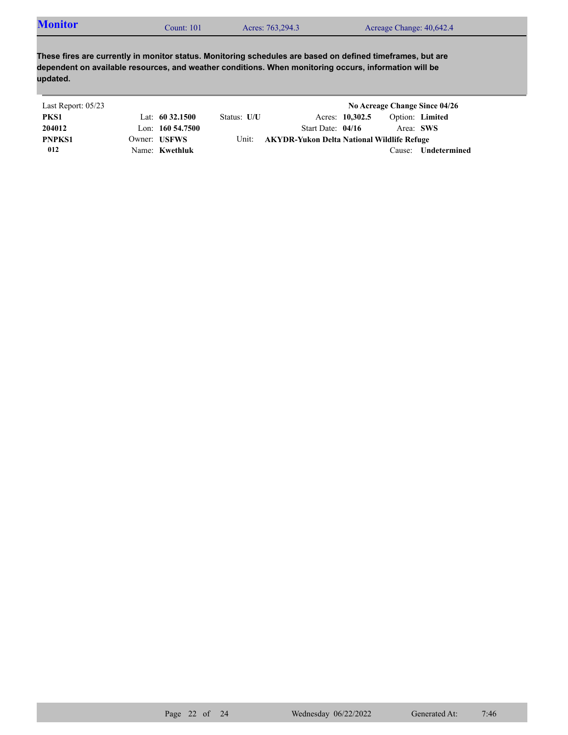## Monitor

Count: 101 | Acres: 763,294.3 | Acreage Change: 40,642.4

**These fires are currently in monitor status. Monitoring schedules are based on defined timeframes, but are dependent on available resources, and weather conditions. When monitoring occurs, information will be updated.**

Last Report: 05/23 | **No Acreage Change Since 04/26**

**PKS1** | Lat: **60 32.1500** | Status: **U/U** | Acres: **10,302.5** | Option: **Limited**

**204012** | Lon: **160 54.7500** | Start Date: **04/16** | Area: **SWS**

**PNPKS1** | Owner: **USFWS** | Unit: **AKYDR-Yukon Delta National Wildlife Refuge**

**012** | Name: **Kwethluk** | Cause: **Undetermined**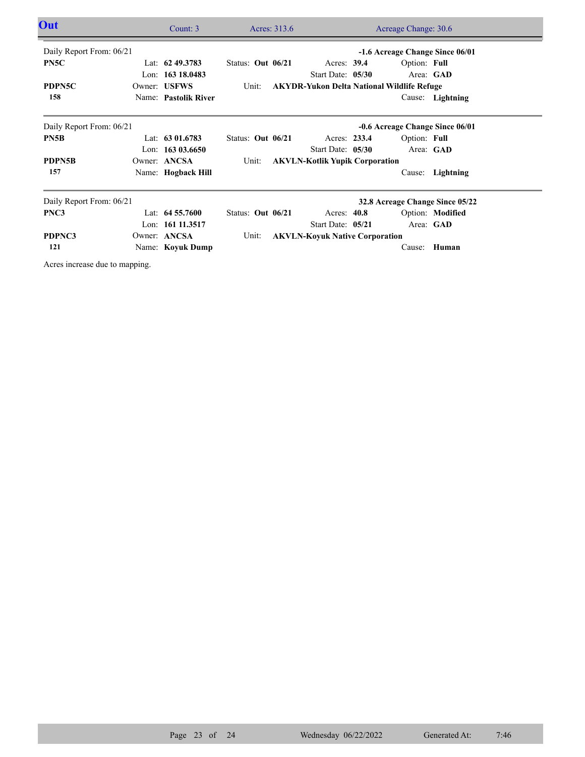## Out

Count: 3 | Acres: 313.6 | Acreage Change: 30.6

---

Daily Report From: 06/21 | -1.6 Acreage Change Since 06/01

| | | | | |
|---|---|---|---|---|
| **PN5C** | Lat: **62 49.3783** | Status: **Out 06/21** | Acres: **39.4** | Option: **Full** |
| | Lon: **163 18.0483** | | Start Date: **05/30** | Area: **GAD** |
| **PDPN5C** | Owner: **USFWS** | Unit: **AKYDR-Yukon Delta National Wildlife Refuge** | | |
| **158** | Name: **Pastolik River** | | | Cause: **Lightning** |

---

Daily Report From: 06/21 | -0.6 Acreage Change Since 06/01

| | | | | |
|---|---|---|---|---|
| **PN5B** | Lat: **63 01.6783** | Status: **Out 06/21** | Acres: **233.4** | Option: **Full** |
| | Lon: **163 03.6650** | | Start Date: **05/30** | Area: **GAD** |
| **PDPN5B** | Owner: **ANCSA** | Unit: **AKVLN-Kotlik Yupik Corporation** | | |
| **157** | Name: **Hogback Hill** | | | Cause: **Lightning** |

---

Daily Report From: 06/21 | 32.8 Acreage Change Since 05/22

| | | | | |
|---|---|---|---|---|
| **PNC3** | Lat: **64 55.7600** | Status: **Out 06/21** | Acres: **40.8** | Option: **Modified** |
| | Lon: **161 11.3517** | | Start Date: **05/21** | Area: **GAD** |
| **PDPNC3** | Owner: **ANCSA** | Unit: **AKVLN-Koyuk Native Corporation** | | |
| **121** | Name: **Koyuk Dump** | | | Cause: **Human** |

Acres increase due to mapping.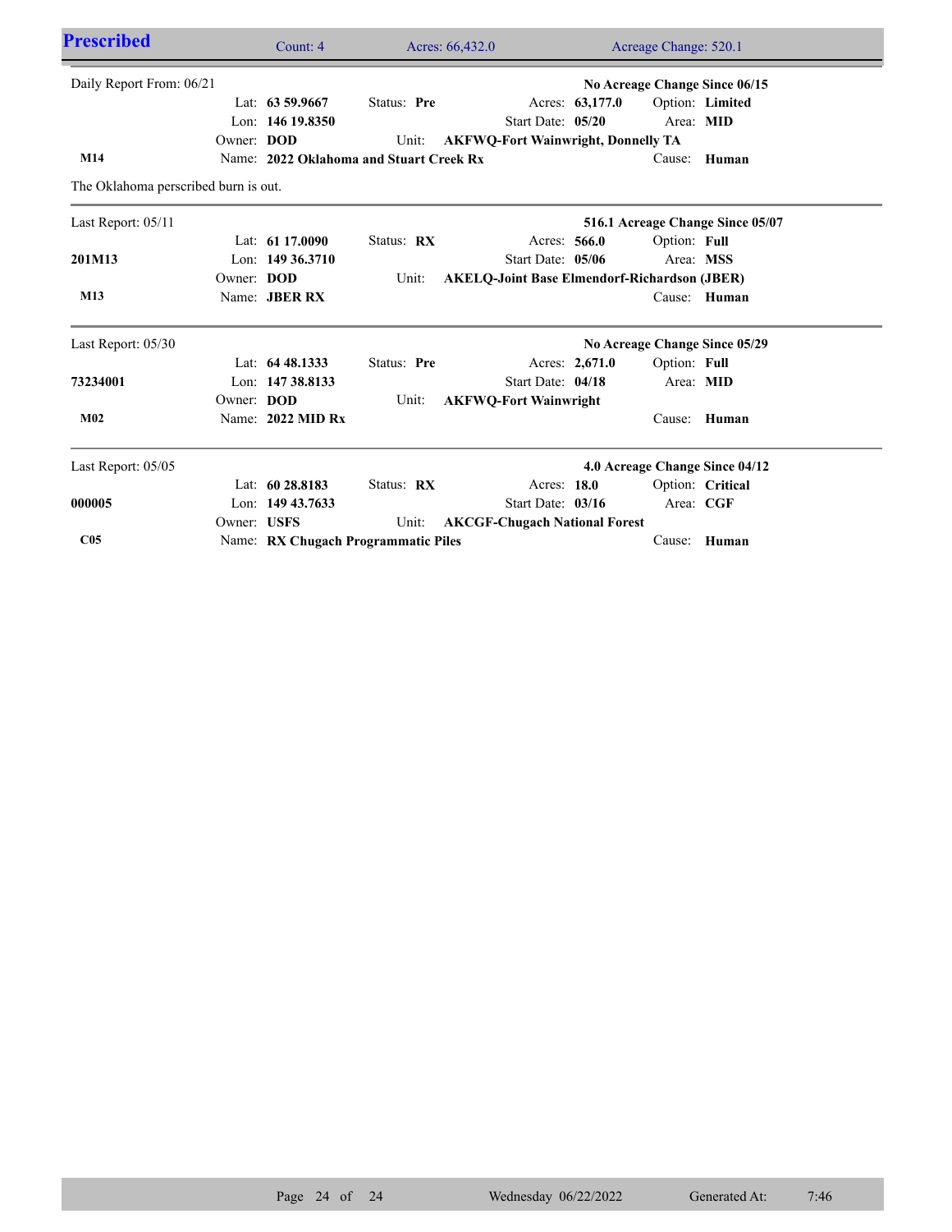## Prescribed

Count: 4 | Acres: 66,432.0 | Acreage Change: 520.1

---

Daily Report From: 06/21 — **No Acreage Change Since 06/15**

| | | | | | |
|---|---|---|---|---|---|
| | Lat: **63 59.9667** | Status: **Pre** | Acres: **63,177.0** | Option: **Limited** | |
| | Lon: **146 19.8350** | | Start Date: **05/20** | Area: **MID** | |
| | Owner: **DOD** | Unit: **AKFWQ-Fort Wainwright, Donnelly TA** | | | |
| **M14** | Name: **2022 Oklahoma and Stuart Creek Rx** | | | Cause: **Human** | |

The Oklahoma perscribed burn is out.

---

Last Report: 05/11 — **516.1 Acreage Change Since 05/07**

| | | | | | |
|---|---|---|---|---|---|
| | Lat: **61 17.0090** | Status: **RX** | Acres: **566.0** | Option: **Full** | |
| **201M13** | Lon: **149 36.3710** | | Start Date: **05/06** | Area: **MSS** | |
| | Owner: **DOD** | Unit: **AKELQ-Joint Base Elmendorf-Richardson (JBER)** | | | |
| **M13** | Name: **JBER RX** | | | Cause: **Human** | |

---

Last Report: 05/30 — **No Acreage Change Since 05/29**

| | | | | | |
|---|---|---|---|---|---|
| | Lat: **64 48.1333** | Status: **Pre** | Acres: **2,671.0** | Option: **Full** | |
| **73234001** | Lon: **147 38.8133** | | Start Date: **04/18** | Area: **MID** | |
| | Owner: **DOD** | Unit: **AKFWQ-Fort Wainwright** | | | |
| **M02** | Name: **2022 MID Rx** | | | Cause: **Human** | |

---

Last Report: 05/05 — **4.0 Acreage Change Since 04/12**

| | | | | | |
|---|---|---|---|---|---|
| | Lat: **60 28.8183** | Status: **RX** | Acres: **18.0** | Option: **Critical** | |
| **000005** | Lon: **149 43.7633** | | Start Date: **03/16** | Area: **CGF** | |
| | Owner: **USFS** | Unit: **AKCGF-Chugach National Forest** | | | |
| **C05** | Name: **RX Chugach Programmatic Piles** | | | Cause: **Human** | |

Wednesday 06/22/2022 — Generated At: 7:46